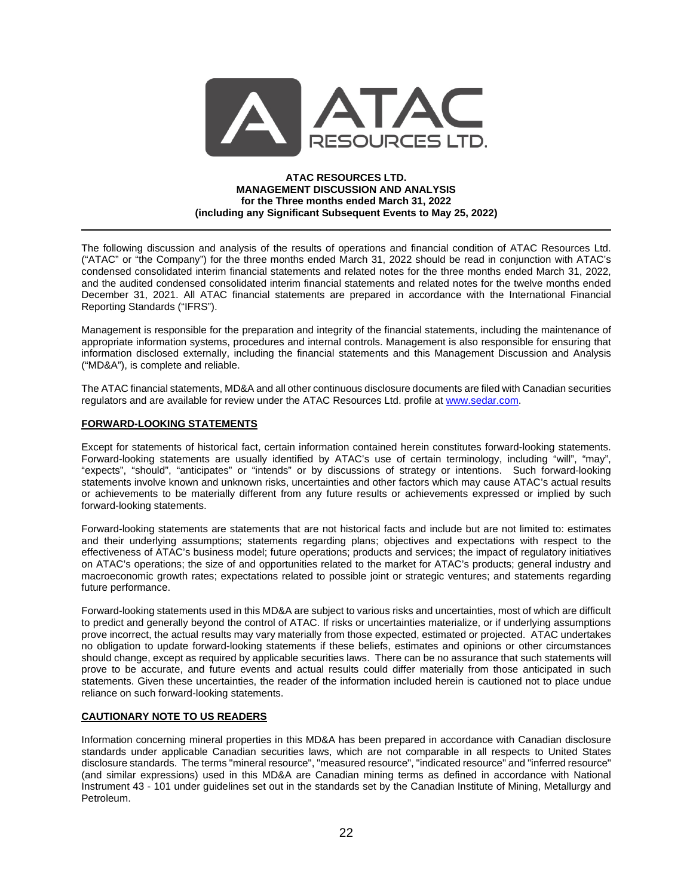**ATAC RESOURCES LTD.**
**MANAGEMENT DISCUSSION AND ANALYSIS**
**for the Three months ended March 31, 2022**
**(including any Significant Subsequent Events to May 25, 2022)**

---

The following discussion and analysis of the results of operations and financial condition of ATAC Resources Ltd. ("ATAC" or "the Company") for the three months ended March 31, 2022 should be read in conjunction with ATAC's condensed consolidated interim financial statements and related notes for the three months ended March 31, 2022, and the audited condensed consolidated interim financial statements and related notes for the twelve months ended December 31, 2021. All ATAC financial statements are prepared in accordance with the International Financial Reporting Standards ("IFRS").

Management is responsible for the preparation and integrity of the financial statements, including the maintenance of appropriate information systems, procedures and internal controls. Management is also responsible for ensuring that information disclosed externally, including the financial statements and this Management Discussion and Analysis ("MD&A"), is complete and reliable.

The ATAC financial statements, MD&A and all other continuous disclosure documents are filed with Canadian securities regulators and are available for review under the ATAC Resources Ltd. profile at www.sedar.com.

## FORWARD-LOOKING STATEMENTS

Except for statements of historical fact, certain information contained herein constitutes forward-looking statements. Forward-looking statements are usually identified by ATAC's use of certain terminology, including "will", "may", "expects", "should", "anticipates" or "intends" or by discussions of strategy or intentions. Such forward-looking statements involve known and unknown risks, uncertainties and other factors which may cause ATAC's actual results or achievements to be materially different from any future results or achievements expressed or implied by such forward-looking statements.

Forward-looking statements are statements that are not historical facts and include but are not limited to: estimates and their underlying assumptions; statements regarding plans; objectives and expectations with respect to the effectiveness of ATAC's business model; future operations; products and services; the impact of regulatory initiatives on ATAC's operations; the size of and opportunities related to the market for ATAC's products; general industry and macroeconomic growth rates; expectations related to possible joint or strategic ventures; and statements regarding future performance.

Forward-looking statements used in this MD&A are subject to various risks and uncertainties, most of which are difficult to predict and generally beyond the control of ATAC. If risks or uncertainties materialize, or if underlying assumptions prove incorrect, the actual results may vary materially from those expected, estimated or projected. ATAC undertakes no obligation to update forward-looking statements if these beliefs, estimates and opinions or other circumstances should change, except as required by applicable securities laws. There can be no assurance that such statements will prove to be accurate, and future events and actual results could differ materially from those anticipated in such statements. Given these uncertainties, the reader of the information included herein is cautioned not to place undue reliance on such forward-looking statements.

## CAUTIONARY NOTE TO US READERS

Information concerning mineral properties in this MD&A has been prepared in accordance with Canadian disclosure standards under applicable Canadian securities laws, which are not comparable in all respects to United States disclosure standards. The terms "mineral resource", "measured resource", "indicated resource" and "inferred resource" (and similar expressions) used in this MD&A are Canadian mining terms as defined in accordance with National Instrument 43 - 101 under guidelines set out in the standards set by the Canadian Institute of Mining, Metallurgy and Petroleum.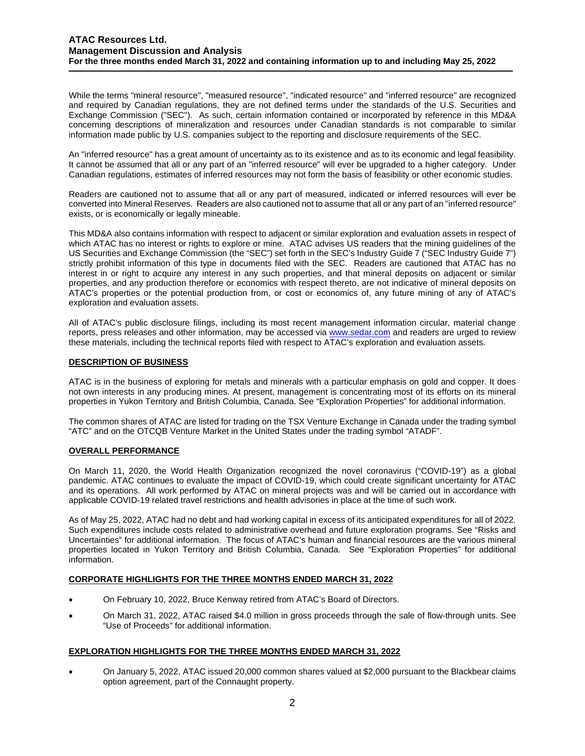While the terms "mineral resource", "measured resource", "indicated resource" and "inferred resource" are recognized and required by Canadian regulations, they are not defined terms under the standards of the U.S. Securities and Exchange Commission ("SEC"). As such, certain information contained or incorporated by reference in this MD&A concerning descriptions of mineralization and resources under Canadian standards is not comparable to similar information made public by U.S. companies subject to the reporting and disclosure requirements of the SEC.

An "inferred resource" has a great amount of uncertainty as to its existence and as to its economic and legal feasibility. It cannot be assumed that all or any part of an "inferred resource" will ever be upgraded to a higher category. Under Canadian regulations, estimates of inferred resources may not form the basis of feasibility or other economic studies.

Readers are cautioned not to assume that all or any part of measured, indicated or inferred resources will ever be converted into Mineral Reserves. Readers are also cautioned not to assume that all or any part of an "inferred resource" exists, or is economically or legally mineable.

This MD&A also contains information with respect to adjacent or similar exploration and evaluation assets in respect of which ATAC has no interest or rights to explore or mine. ATAC advises US readers that the mining guidelines of the US Securities and Exchange Commission (the "SEC") set forth in the SEC's Industry Guide 7 ("SEC Industry Guide 7") strictly prohibit information of this type in documents filed with the SEC. Readers are cautioned that ATAC has no interest in or right to acquire any interest in any such properties, and that mineral deposits on adjacent or similar properties, and any production therefore or economics with respect thereto, are not indicative of mineral deposits on ATAC's properties or the potential production from, or cost or economics of, any future mining of any of ATAC's exploration and evaluation assets.

All of ATAC's public disclosure filings, including its most recent management information circular, material change reports, press releases and other information, may be accessed via www.sedar.com and readers are urged to review these materials, including the technical reports filed with respect to ATAC's exploration and evaluation assets.

## DESCRIPTION OF BUSINESS

ATAC is in the business of exploring for metals and minerals with a particular emphasis on gold and copper. It does not own interests in any producing mines. At present, management is concentrating most of its efforts on its mineral properties in Yukon Territory and British Columbia, Canada. See "Exploration Properties" for additional information.

The common shares of ATAC are listed for trading on the TSX Venture Exchange in Canada under the trading symbol "ATC" and on the OTCQB Venture Market in the United States under the trading symbol "ATADF".

## OVERALL PERFORMANCE

On March 11, 2020, the World Health Organization recognized the novel coronavirus ("COVID-19") as a global pandemic. ATAC continues to evaluate the impact of COVID-19, which could create significant uncertainty for ATAC and its operations. All work performed by ATAC on mineral projects was and will be carried out in accordance with applicable COVID-19 related travel restrictions and health advisories in place at the time of such work.

As of May 25, 2022, ATAC had no debt and had working capital in excess of its anticipated expenditures for all of 2022. Such expenditures include costs related to administrative overhead and future exploration programs. See "Risks and Uncertainties" for additional information. The focus of ATAC's human and financial resources are the various mineral properties located in Yukon Territory and British Columbia, Canada. See "Exploration Properties" for additional information.

## CORPORATE HIGHLIGHTS FOR THE THREE MONTHS ENDED MARCH 31, 2022

- On February 10, 2022, Bruce Kenway retired from ATAC's Board of Directors.
- On March 31, 2022, ATAC raised $4.0 million in gross proceeds through the sale of flow-through units. See "Use of Proceeds" for additional information.

## EXPLORATION HIGHLIGHTS FOR THE THREE MONTHS ENDED MARCH 31, 2022

- On January 5, 2022, ATAC issued 20,000 common shares valued at $2,000 pursuant to the Blackbear claims option agreement, part of the Connaught property.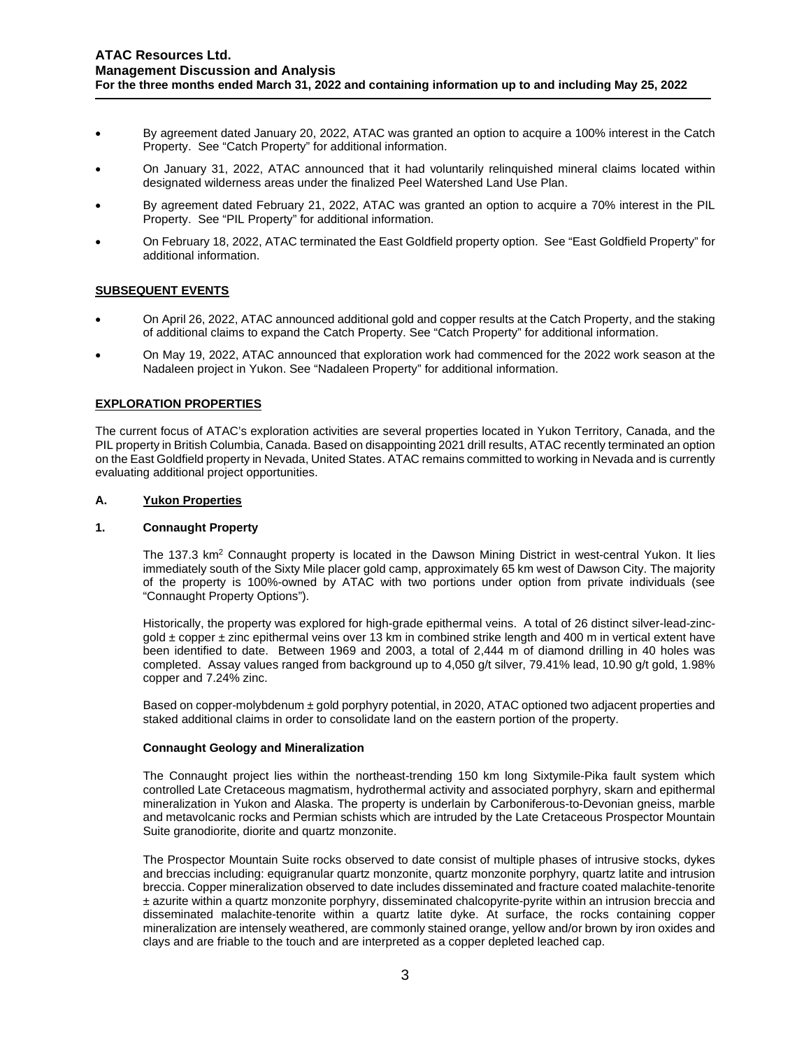- By agreement dated January 20, 2022, ATAC was granted an option to acquire a 100% interest in the Catch Property. See "Catch Property" for additional information.
- On January 31, 2022, ATAC announced that it had voluntarily relinquished mineral claims located within designated wilderness areas under the finalized Peel Watershed Land Use Plan.
- By agreement dated February 21, 2022, ATAC was granted an option to acquire a 70% interest in the PIL Property. See "PIL Property" for additional information.
- On February 18, 2022, ATAC terminated the East Goldfield property option. See "East Goldfield Property" for additional information.

## SUBSEQUENT EVENTS

- On April 26, 2022, ATAC announced additional gold and copper results at the Catch Property, and the staking of additional claims to expand the Catch Property. See "Catch Property" for additional information.
- On May 19, 2022, ATAC announced that exploration work had commenced for the 2022 work season at the Nadaleen project in Yukon. See "Nadaleen Property" for additional information.

## EXPLORATION PROPERTIES

The current focus of ATAC's exploration activities are several properties located in Yukon Territory, Canada, and the PIL property in British Columbia, Canada. Based on disappointing 2021 drill results, ATAC recently terminated an option on the East Goldfield property in Nevada, United States. ATAC remains committed to working in Nevada and is currently evaluating additional project opportunities.

### A. Yukon Properties

### 1. Connaught Property

The 137.3 km$^2$ Connaught property is located in the Dawson Mining District in west-central Yukon. It lies immediately south of the Sixty Mile placer gold camp, approximately 65 km west of Dawson City. The majority of the property is 100%-owned by ATAC with two portions under option from private individuals (see "Connaught Property Options").

Historically, the property was explored for high-grade epithermal veins. A total of 26 distinct silver-lead-zinc-gold ± copper ± zinc epithermal veins over 13 km in combined strike length and 400 m in vertical extent have been identified to date. Between 1969 and 2003, a total of 2,444 m of diamond drilling in 40 holes was completed. Assay values ranged from background up to 4,050 g/t silver, 79.41% lead, 10.90 g/t gold, 1.98% copper and 7.24% zinc.

Based on copper-molybdenum ± gold porphyry potential, in 2020, ATAC optioned two adjacent properties and staked additional claims in order to consolidate land on the eastern portion of the property.

#### Connaught Geology and Mineralization

The Connaught project lies within the northeast-trending 150 km long Sixtymile-Pika fault system which controlled Late Cretaceous magmatism, hydrothermal activity and associated porphyry, skarn and epithermal mineralization in Yukon and Alaska. The property is underlain by Carboniferous-to-Devonian gneiss, marble and metavolcanic rocks and Permian schists which are intruded by the Late Cretaceous Prospector Mountain Suite granodiorite, diorite and quartz monzonite.

The Prospector Mountain Suite rocks observed to date consist of multiple phases of intrusive stocks, dykes and breccias including: equigranular quartz monzonite, quartz monzonite porphyry, quartz latite and intrusion breccia. Copper mineralization observed to date includes disseminated and fracture coated malachite-tenorite ± azurite within a quartz monzonite porphyry, disseminated chalcopyrite-pyrite within an intrusion breccia and disseminated malachite-tenorite within a quartz latite dyke. At surface, the rocks containing copper mineralization are intensely weathered, are commonly stained orange, yellow and/or brown by iron oxides and clays and are friable to the touch and are interpreted as a copper depleted leached cap.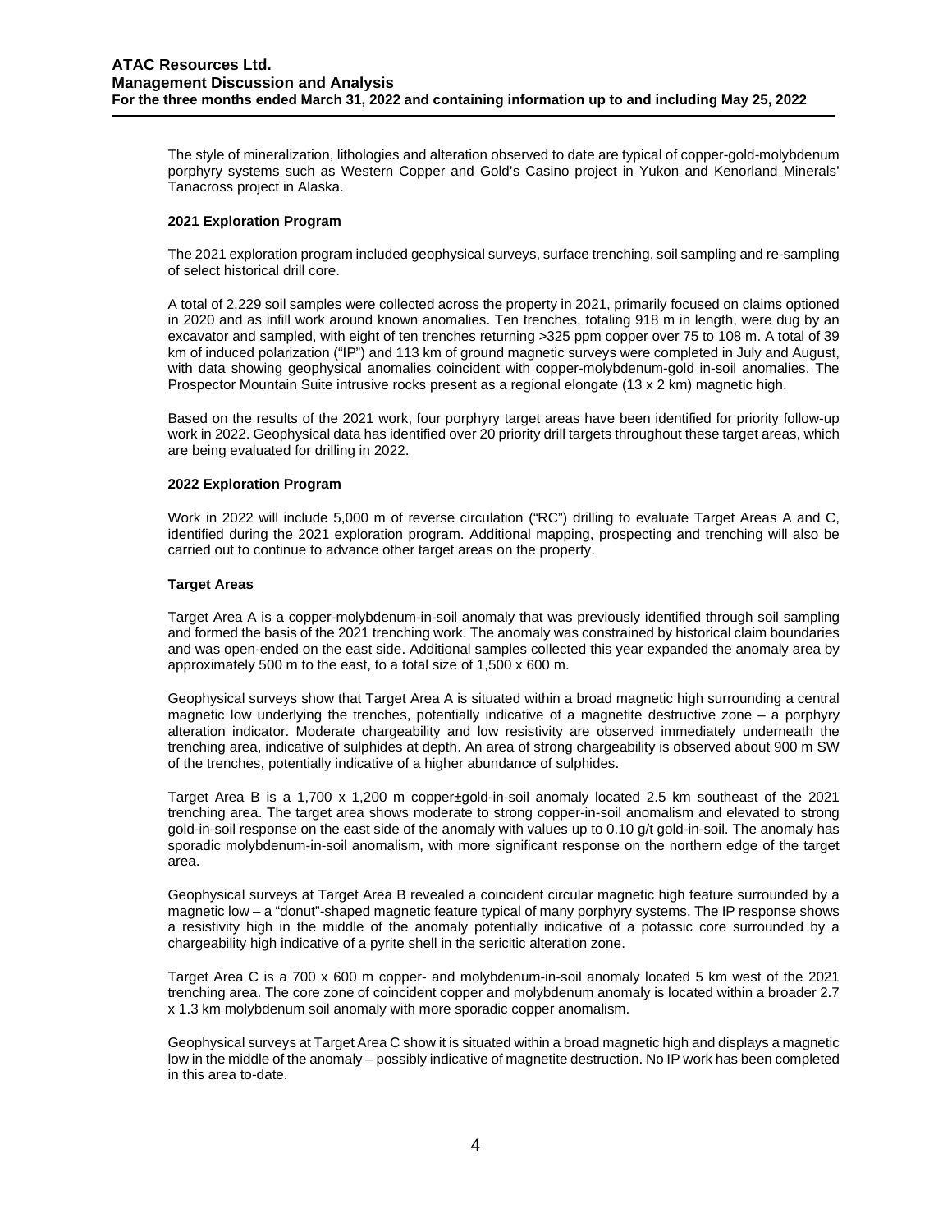The style of mineralization, lithologies and alteration observed to date are typical of copper-gold-molybdenum porphyry systems such as Western Copper and Gold's Casino project in Yukon and Kenorland Minerals' Tanacross project in Alaska.

**2021 Exploration Program**

The 2021 exploration program included geophysical surveys, surface trenching, soil sampling and re-sampling of select historical drill core.

A total of 2,229 soil samples were collected across the property in 2021, primarily focused on claims optioned in 2020 and as infill work around known anomalies. Ten trenches, totaling 918 m in length, were dug by an excavator and sampled, with eight of ten trenches returning >325 ppm copper over 75 to 108 m. A total of 39 km of induced polarization ("IP") and 113 km of ground magnetic surveys were completed in July and August, with data showing geophysical anomalies coincident with copper-molybdenum-gold in-soil anomalies. The Prospector Mountain Suite intrusive rocks present as a regional elongate (13 x 2 km) magnetic high.

Based on the results of the 2021 work, four porphyry target areas have been identified for priority follow-up work in 2022. Geophysical data has identified over 20 priority drill targets throughout these target areas, which are being evaluated for drilling in 2022.

**2022 Exploration Program**

Work in 2022 will include 5,000 m of reverse circulation ("RC") drilling to evaluate Target Areas A and C, identified during the 2021 exploration program. Additional mapping, prospecting and trenching will also be carried out to continue to advance other target areas on the property.

**Target Areas**

Target Area A is a copper-molybdenum-in-soil anomaly that was previously identified through soil sampling and formed the basis of the 2021 trenching work. The anomaly was constrained by historical claim boundaries and was open-ended on the east side. Additional samples collected this year expanded the anomaly area by approximately 500 m to the east, to a total size of 1,500 x 600 m.

Geophysical surveys show that Target Area A is situated within a broad magnetic high surrounding a central magnetic low underlying the trenches, potentially indicative of a magnetite destructive zone – a porphyry alteration indicator. Moderate chargeability and low resistivity are observed immediately underneath the trenching area, indicative of sulphides at depth. An area of strong chargeability is observed about 900 m SW of the trenches, potentially indicative of a higher abundance of sulphides.

Target Area B is a 1,700 x 1,200 m copper±gold-in-soil anomaly located 2.5 km southeast of the 2021 trenching area. The target area shows moderate to strong copper-in-soil anomalism and elevated to strong gold-in-soil response on the east side of the anomaly with values up to 0.10 g/t gold-in-soil. The anomaly has sporadic molybdenum-in-soil anomalism, with more significant response on the northern edge of the target area.

Geophysical surveys at Target Area B revealed a coincident circular magnetic high feature surrounded by a magnetic low – a "donut"-shaped magnetic feature typical of many porphyry systems. The IP response shows a resistivity high in the middle of the anomaly potentially indicative of a potassic core surrounded by a chargeability high indicative of a pyrite shell in the sericitic alteration zone.

Target Area C is a 700 x 600 m copper- and molybdenum-in-soil anomaly located 5 km west of the 2021 trenching area. The core zone of coincident copper and molybdenum anomaly is located within a broader 2.7 x 1.3 km molybdenum soil anomaly with more sporadic copper anomalism.

Geophysical surveys at Target Area C show it is situated within a broad magnetic high and displays a magnetic low in the middle of the anomaly – possibly indicative of magnetite destruction. No IP work has been completed in this area to-date.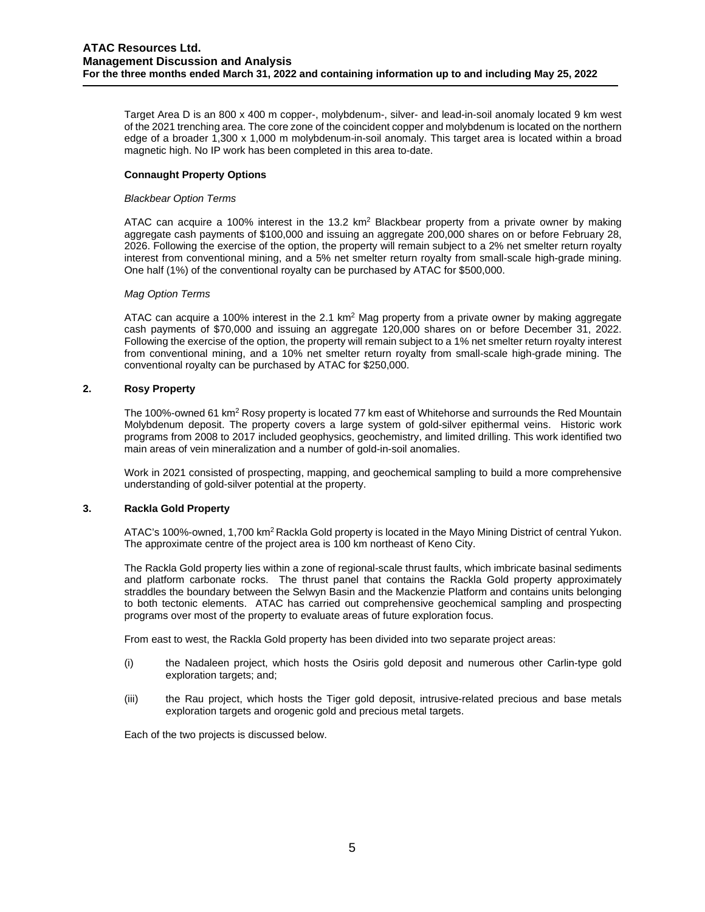Target Area D is an 800 x 400 m copper-, molybdenum-, silver- and lead-in-soil anomaly located 9 km west of the 2021 trenching area. The core zone of the coincident copper and molybdenum is located on the northern edge of a broader 1,300 x 1,000 m molybdenum-in-soil anomaly. This target area is located within a broad magnetic high. No IP work has been completed in this area to-date.

**Connaught Property Options**

*Blackbear Option Terms*

ATAC can acquire a 100% interest in the 13.2 km$^2$ Blackbear property from a private owner by making aggregate cash payments of $100,000 and issuing an aggregate 200,000 shares on or before February 28, 2026. Following the exercise of the option, the property will remain subject to a 2% net smelter return royalty interest from conventional mining, and a 5% net smelter return royalty from small-scale high-grade mining. One half (1%) of the conventional royalty can be purchased by ATAC for $500,000.

*Mag Option Terms*

ATAC can acquire a 100% interest in the 2.1 km$^2$ Mag property from a private owner by making aggregate cash payments of $70,000 and issuing an aggregate 120,000 shares on or before December 31, 2022. Following the exercise of the option, the property will remain subject to a 1% net smelter return royalty interest from conventional mining, and a 10% net smelter return royalty from small-scale high-grade mining. The conventional royalty can be purchased by ATAC for $250,000.

## 2. Rosy Property

The 100%-owned 61 km$^2$ Rosy property is located 77 km east of Whitehorse and surrounds the Red Mountain Molybdenum deposit. The property covers a large system of gold-silver epithermal veins. Historic work programs from 2008 to 2017 included geophysics, geochemistry, and limited drilling. This work identified two main areas of vein mineralization and a number of gold-in-soil anomalies.

Work in 2021 consisted of prospecting, mapping, and geochemical sampling to build a more comprehensive understanding of gold-silver potential at the property.

## 3. Rackla Gold Property

ATAC's 100%-owned, 1,700 km$^2$ Rackla Gold property is located in the Mayo Mining District of central Yukon. The approximate centre of the project area is 100 km northeast of Keno City.

The Rackla Gold property lies within a zone of regional-scale thrust faults, which imbricate basinal sediments and platform carbonate rocks. The thrust panel that contains the Rackla Gold property approximately straddles the boundary between the Selwyn Basin and the Mackenzie Platform and contains units belonging to both tectonic elements. ATAC has carried out comprehensive geochemical sampling and prospecting programs over most of the property to evaluate areas of future exploration focus.

From east to west, the Rackla Gold property has been divided into two separate project areas:

(i) the Nadaleen project, which hosts the Osiris gold deposit and numerous other Carlin-type gold exploration targets; and;

(iii) the Rau project, which hosts the Tiger gold deposit, intrusive-related precious and base metals exploration targets and orogenic gold and precious metal targets.

Each of the two projects is discussed below.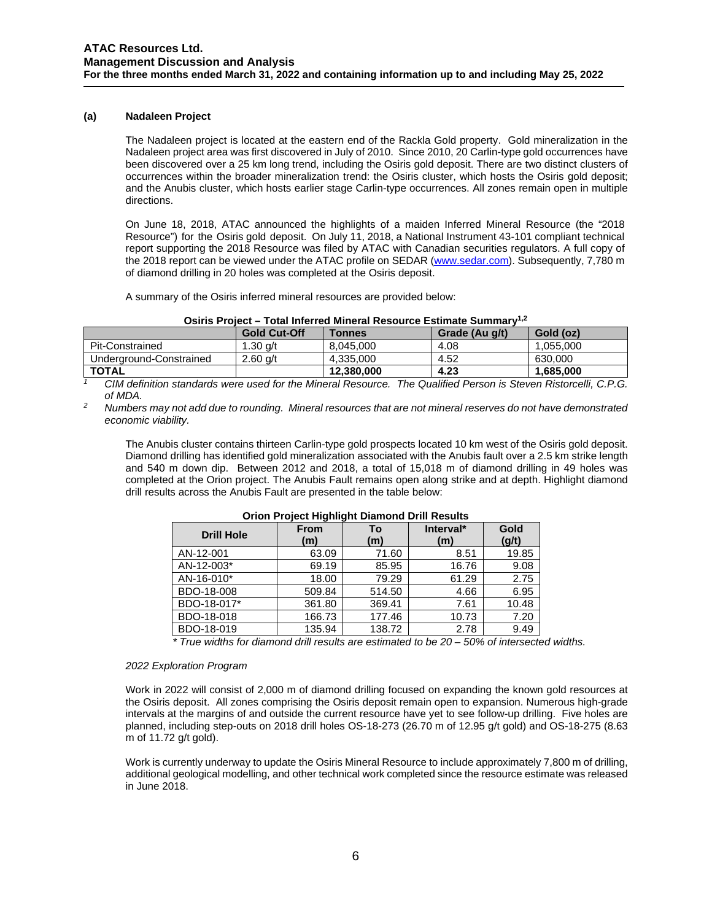### (a) Nadaleen Project

The Nadaleen project is located at the eastern end of the Rackla Gold property. Gold mineralization in the Nadaleen project area was first discovered in July of 2010. Since 2010, 20 Carlin-type gold occurrences have been discovered over a 25 km long trend, including the Osiris gold deposit. There are two distinct clusters of occurrences within the broader mineralization trend: the Osiris cluster, which hosts the Osiris gold deposit; and the Anubis cluster, which hosts earlier stage Carlin-type occurrences. All zones remain open in multiple directions.

On June 18, 2018, ATAC announced the highlights of a maiden Inferred Mineral Resource (the "2018 Resource") for the Osiris gold deposit. On July 11, 2018, a National Instrument 43-101 compliant technical report supporting the 2018 Resource was filed by ATAC with Canadian securities regulators. A full copy of the 2018 report can be viewed under the ATAC profile on SEDAR (www.sedar.com). Subsequently, 7,780 m of diamond drilling in 20 holes was completed at the Osiris deposit.

A summary of the Osiris inferred mineral resources are provided below:

**Osiris Project – Total Inferred Mineral Resource Estimate Summary[1,2]**

| | Gold Cut-Off | Tonnes | Grade (Au g/t) | Gold (oz) |
|---|---|---|---|---|
| Pit-Constrained | 1.30 g/t | 8,045,000 | 4.08 | 1,055,000 |
| Underground-Constrained | 2.60 g/t | 4,335,000 | 4.52 | 630,000 |
| **TOTAL** | | **12,380,000** | **4.23** | **1,685,000** |

[1] *CIM definition standards were used for the Mineral Resource. The Qualified Person is Steven Ristorcelli, C.P.G. of MDA.*

[2] *Numbers may not add due to rounding. Mineral resources that are not mineral reserves do not have demonstrated economic viability.*

The Anubis cluster contains thirteen Carlin-type gold prospects located 10 km west of the Osiris gold deposit. Diamond drilling has identified gold mineralization associated with the Anubis fault over a 2.5 km strike length and 540 m down dip. Between 2012 and 2018, a total of 15,018 m of diamond drilling in 49 holes was completed at the Orion project. The Anubis Fault remains open along strike and at depth. Highlight diamond drill results across the Anubis Fault are presented in the table below:

**Orion Project Highlight Diamond Drill Results**

| Drill Hole | From (m) | To (m) | Interval* (m) | Gold (g/t) |
|---|---|---|---|---|
| AN-12-001 | 63.09 | 71.60 | 8.51 | 19.85 |
| AN-12-003* | 69.19 | 85.95 | 16.76 | 9.08 |
| AN-16-010* | 18.00 | 79.29 | 61.29 | 2.75 |
| BDO-18-008 | 509.84 | 514.50 | 4.66 | 6.95 |
| BDO-18-017* | 361.80 | 369.41 | 7.61 | 10.48 |
| BDO-18-018 | 166.73 | 177.46 | 10.73 | 7.20 |
| BDO-18-019 | 135.94 | 138.72 | 2.78 | 9.49 |

*\* True widths for diamond drill results are estimated to be 20 – 50% of intersected widths.*

*2022 Exploration Program*

Work in 2022 will consist of 2,000 m of diamond drilling focused on expanding the known gold resources at the Osiris deposit. All zones comprising the Osiris deposit remain open to expansion. Numerous high-grade intervals at the margins of and outside the current resource have yet to see follow-up drilling. Five holes are planned, including step-outs on 2018 drill holes OS-18-273 (26.70 m of 12.95 g/t gold) and OS-18-275 (8.63 m of 11.72 g/t gold).

Work is currently underway to update the Osiris Mineral Resource to include approximately 7,800 m of drilling, additional geological modelling, and other technical work completed since the resource estimate was released in June 2018.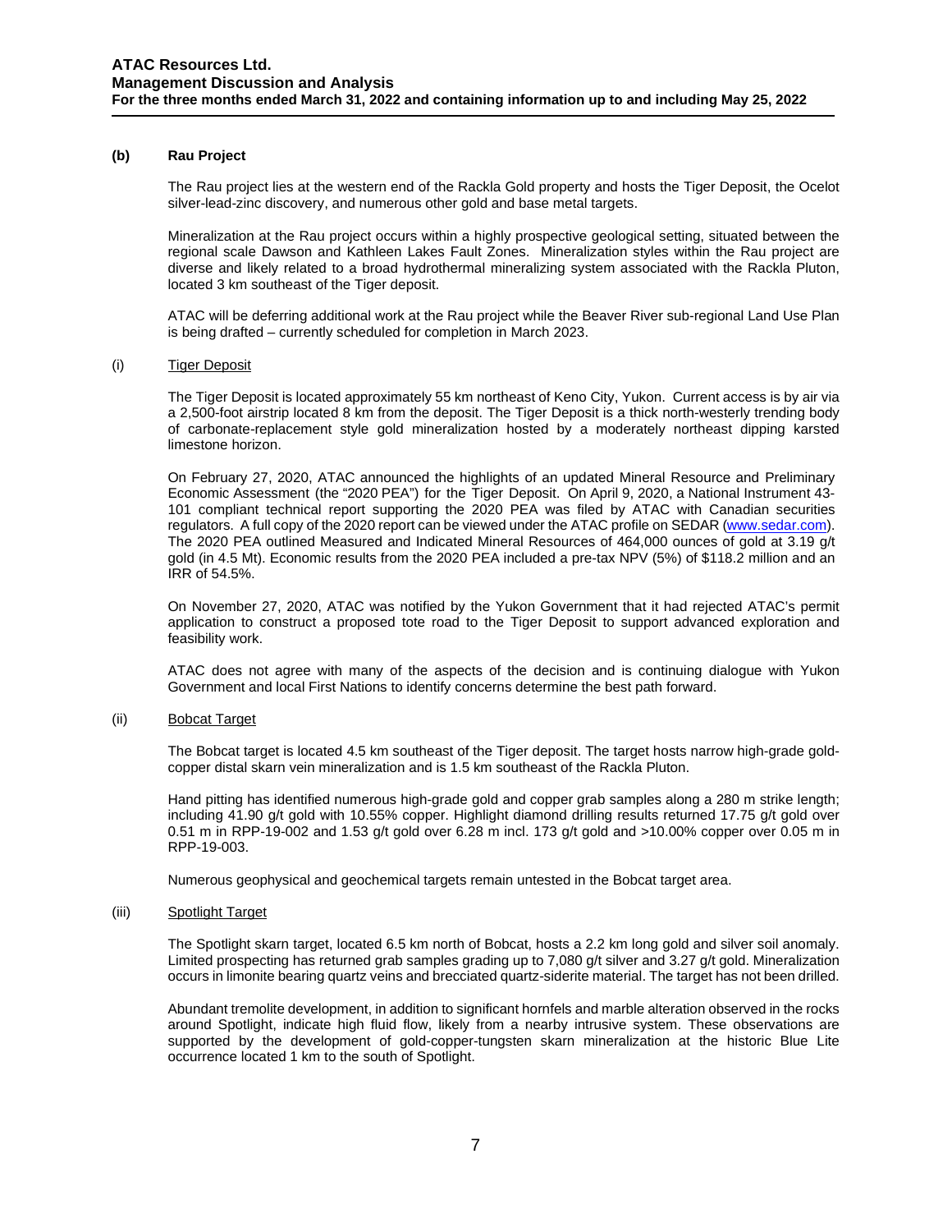### (b) Rau Project

The Rau project lies at the western end of the Rackla Gold property and hosts the Tiger Deposit, the Ocelot silver-lead-zinc discovery, and numerous other gold and base metal targets.

Mineralization at the Rau project occurs within a highly prospective geological setting, situated between the regional scale Dawson and Kathleen Lakes Fault Zones. Mineralization styles within the Rau project are diverse and likely related to a broad hydrothermal mineralizing system associated with the Rackla Pluton, located 3 km southeast of the Tiger deposit.

ATAC will be deferring additional work at the Rau project while the Beaver River sub-regional Land Use Plan is being drafted – currently scheduled for completion in March 2023.

#### (i) Tiger Deposit

The Tiger Deposit is located approximately 55 km northeast of Keno City, Yukon. Current access is by air via a 2,500-foot airstrip located 8 km from the deposit. The Tiger Deposit is a thick north-westerly trending body of carbonate-replacement style gold mineralization hosted by a moderately northeast dipping karsted limestone horizon.

On February 27, 2020, ATAC announced the highlights of an updated Mineral Resource and Preliminary Economic Assessment (the "2020 PEA") for the Tiger Deposit. On April 9, 2020, a National Instrument 43-101 compliant technical report supporting the 2020 PEA was filed by ATAC with Canadian securities regulators. A full copy of the 2020 report can be viewed under the ATAC profile on SEDAR (www.sedar.com). The 2020 PEA outlined Measured and Indicated Mineral Resources of 464,000 ounces of gold at 3.19 g/t gold (in 4.5 Mt). Economic results from the 2020 PEA included a pre-tax NPV (5%) of $118.2 million and an IRR of 54.5%.

On November 27, 2020, ATAC was notified by the Yukon Government that it had rejected ATAC's permit application to construct a proposed tote road to the Tiger Deposit to support advanced exploration and feasibility work.

ATAC does not agree with many of the aspects of the decision and is continuing dialogue with Yukon Government and local First Nations to identify concerns determine the best path forward.

#### (ii) Bobcat Target

The Bobcat target is located 4.5 km southeast of the Tiger deposit. The target hosts narrow high-grade gold-copper distal skarn vein mineralization and is 1.5 km southeast of the Rackla Pluton.

Hand pitting has identified numerous high-grade gold and copper grab samples along a 280 m strike length; including 41.90 g/t gold with 10.55% copper. Highlight diamond drilling results returned 17.75 g/t gold over 0.51 m in RPP-19-002 and 1.53 g/t gold over 6.28 m incl. 173 g/t gold and >10.00% copper over 0.05 m in RPP-19-003.

Numerous geophysical and geochemical targets remain untested in the Bobcat target area.

#### (iii) Spotlight Target

The Spotlight skarn target, located 6.5 km north of Bobcat, hosts a 2.2 km long gold and silver soil anomaly. Limited prospecting has returned grab samples grading up to 7,080 g/t silver and 3.27 g/t gold. Mineralization occurs in limonite bearing quartz veins and brecciated quartz-siderite material. The target has not been drilled.

Abundant tremolite development, in addition to significant hornfels and marble alteration observed in the rocks around Spotlight, indicate high fluid flow, likely from a nearby intrusive system. These observations are supported by the development of gold-copper-tungsten skarn mineralization at the historic Blue Lite occurrence located 1 km to the south of Spotlight.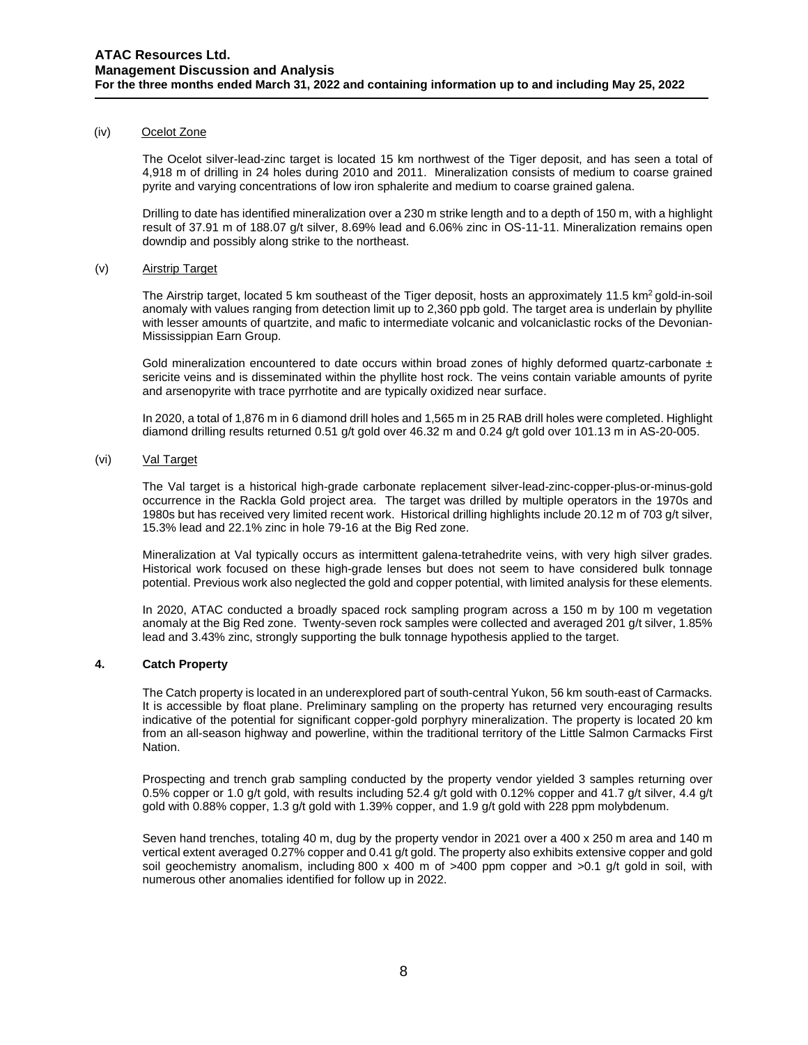#### (iv) Ocelot Zone

The Ocelot silver-lead-zinc target is located 15 km northwest of the Tiger deposit, and has seen a total of 4,918 m of drilling in 24 holes during 2010 and 2011. Mineralization consists of medium to coarse grained pyrite and varying concentrations of low iron sphalerite and medium to coarse grained galena.

Drilling to date has identified mineralization over a 230 m strike length and to a depth of 150 m, with a highlight result of 37.91 m of 188.07 g/t silver, 8.69% lead and 6.06% zinc in OS-11-11. Mineralization remains open downdip and possibly along strike to the northeast.

#### (v) Airstrip Target

The Airstrip target, located 5 km southeast of the Tiger deposit, hosts an approximately 11.5 $km^2$ gold-in-soil anomaly with values ranging from detection limit up to 2,360 ppb gold. The target area is underlain by phyllite with lesser amounts of quartzite, and mafic to intermediate volcanic and volcaniclastic rocks of the Devonian-Mississippian Earn Group.

Gold mineralization encountered to date occurs within broad zones of highly deformed quartz-carbonate ± sericite veins and is disseminated within the phyllite host rock. The veins contain variable amounts of pyrite and arsenopyrite with trace pyrrhotite and are typically oxidized near surface.

In 2020, a total of 1,876 m in 6 diamond drill holes and 1,565 m in 25 RAB drill holes were completed. Highlight diamond drilling results returned 0.51 g/t gold over 46.32 m and 0.24 g/t gold over 101.13 m in AS-20-005.

#### (vi) Val Target

The Val target is a historical high-grade carbonate replacement silver-lead-zinc-copper-plus-or-minus-gold occurrence in the Rackla Gold project area. The target was drilled by multiple operators in the 1970s and 1980s but has received very limited recent work. Historical drilling highlights include 20.12 m of 703 g/t silver, 15.3% lead and 22.1% zinc in hole 79-16 at the Big Red zone.

Mineralization at Val typically occurs as intermittent galena-tetrahedrite veins, with very high silver grades. Historical work focused on these high-grade lenses but does not seem to have considered bulk tonnage potential. Previous work also neglected the gold and copper potential, with limited analysis for these elements.

In 2020, ATAC conducted a broadly spaced rock sampling program across a 150 m by 100 m vegetation anomaly at the Big Red zone. Twenty-seven rock samples were collected and averaged 201 g/t silver, 1.85% lead and 3.43% zinc, strongly supporting the bulk tonnage hypothesis applied to the target.

### 4. Catch Property

The Catch property is located in an underexplored part of south-central Yukon, 56 km south-east of Carmacks. It is accessible by float plane. Preliminary sampling on the property has returned very encouraging results indicative of the potential for significant copper-gold porphyry mineralization. The property is located 20 km from an all-season highway and powerline, within the traditional territory of the Little Salmon Carmacks First Nation.

Prospecting and trench grab sampling conducted by the property vendor yielded 3 samples returning over 0.5% copper or 1.0 g/t gold, with results including 52.4 g/t gold with 0.12% copper and 41.7 g/t silver, 4.4 g/t gold with 0.88% copper, 1.3 g/t gold with 1.39% copper, and 1.9 g/t gold with 228 ppm molybdenum.

Seven hand trenches, totaling 40 m, dug by the property vendor in 2021 over a 400 x 250 m area and 140 m vertical extent averaged 0.27% copper and 0.41 g/t gold. The property also exhibits extensive copper and gold soil geochemistry anomalism, including 800 x 400 m of >400 ppm copper and >0.1 g/t gold in soil, with numerous other anomalies identified for follow up in 2022.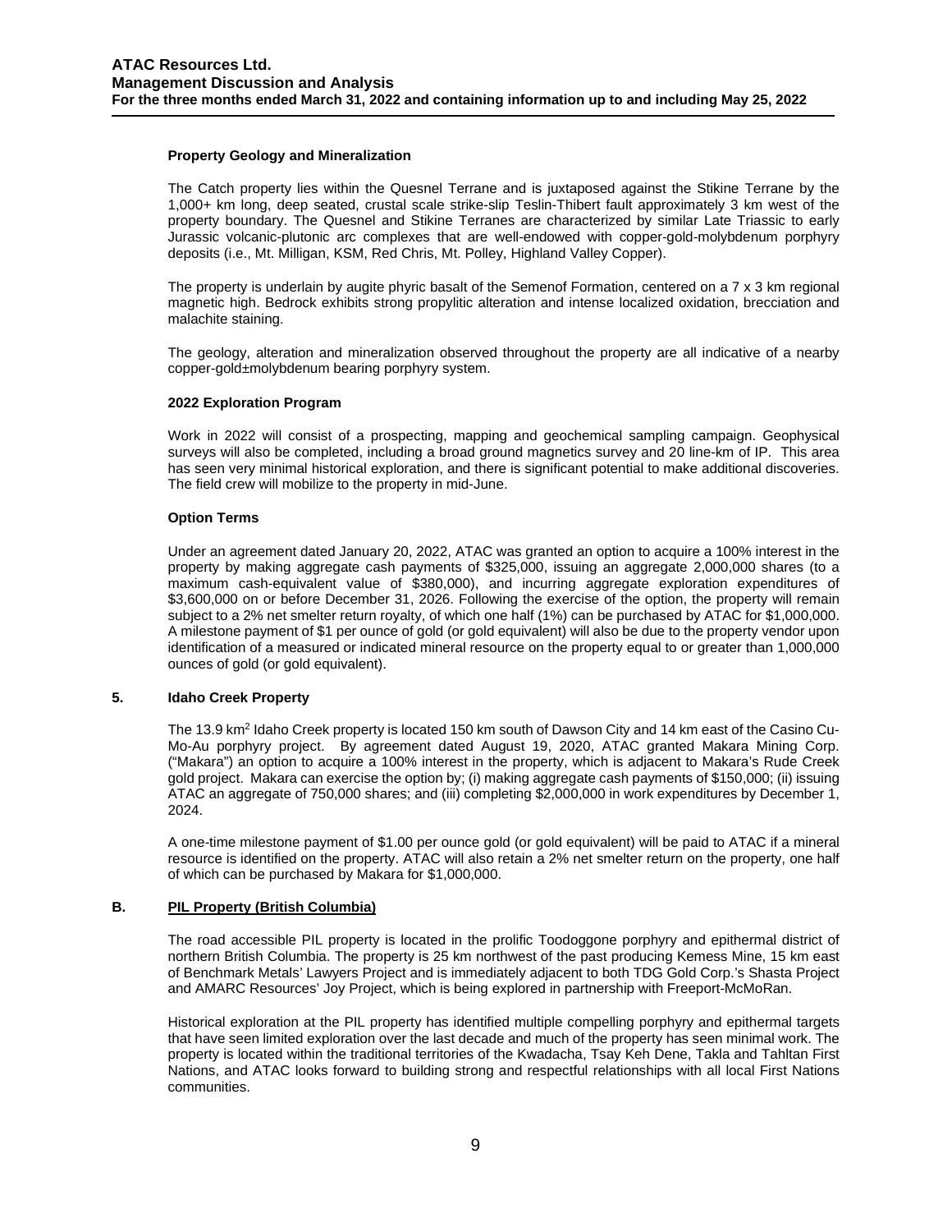#### Property Geology and Mineralization

The Catch property lies within the Quesnel Terrane and is juxtaposed against the Stikine Terrane by the 1,000+ km long, deep seated, crustal scale strike-slip Teslin-Thibert fault approximately 3 km west of the property boundary. The Quesnel and Stikine Terranes are characterized by similar Late Triassic to early Jurassic volcanic-plutonic arc complexes that are well-endowed with copper-gold-molybdenum porphyry deposits (i.e., Mt. Milligan, KSM, Red Chris, Mt. Polley, Highland Valley Copper).

The property is underlain by augite phyric basalt of the Semenof Formation, centered on a 7 x 3 km regional magnetic high. Bedrock exhibits strong propylitic alteration and intense localized oxidation, brecciation and malachite staining.

The geology, alteration and mineralization observed throughout the property are all indicative of a nearby copper-gold±molybdenum bearing porphyry system.

#### 2022 Exploration Program

Work in 2022 will consist of a prospecting, mapping and geochemical sampling campaign. Geophysical surveys will also be completed, including a broad ground magnetics survey and 20 line-km of IP. This area has seen very minimal historical exploration, and there is significant potential to make additional discoveries. The field crew will mobilize to the property in mid-June.

#### Option Terms

Under an agreement dated January 20, 2022, ATAC was granted an option to acquire a 100% interest in the property by making aggregate cash payments of $325,000, issuing an aggregate 2,000,000 shares (to a maximum cash-equivalent value of $380,000), and incurring aggregate exploration expenditures of $3,600,000 on or before December 31, 2026. Following the exercise of the option, the property will remain subject to a 2% net smelter return royalty, of which one half (1%) can be purchased by ATAC for $1,000,000. A milestone payment of $1 per ounce of gold (or gold equivalent) will also be due to the property vendor upon identification of a measured or indicated mineral resource on the property equal to or greater than 1,000,000 ounces of gold (or gold equivalent).

### 5. Idaho Creek Property

The 13.9 km$^2$ Idaho Creek property is located 150 km south of Dawson City and 14 km east of the Casino Cu-Mo-Au porphyry project. By agreement dated August 19, 2020, ATAC granted Makara Mining Corp. ("Makara") an option to acquire a 100% interest in the property, which is adjacent to Makara's Rude Creek gold project. Makara can exercise the option by; (i) making aggregate cash payments of $150,000; (ii) issuing ATAC an aggregate of 750,000 shares; and (iii) completing $2,000,000 in work expenditures by December 1, 2024.

A one-time milestone payment of $1.00 per ounce gold (or gold equivalent) will be paid to ATAC if a mineral resource is identified on the property. ATAC will also retain a 2% net smelter return on the property, one half of which can be purchased by Makara for $1,000,000.

## B. PIL Property (British Columbia)

The road accessible PIL property is located in the prolific Toodoggone porphyry and epithermal district of northern British Columbia. The property is 25 km northwest of the past producing Kemess Mine, 15 km east of Benchmark Metals' Lawyers Project and is immediately adjacent to both TDG Gold Corp.'s Shasta Project and AMARC Resources' Joy Project, which is being explored in partnership with Freeport-McMoRan.

Historical exploration at the PIL property has identified multiple compelling porphyry and epithermal targets that have seen limited exploration over the last decade and much of the property has seen minimal work. The property is located within the traditional territories of the Kwadacha, Tsay Keh Dene, Takla and Tahltan First Nations, and ATAC looks forward to building strong and respectful relationships with all local First Nations communities.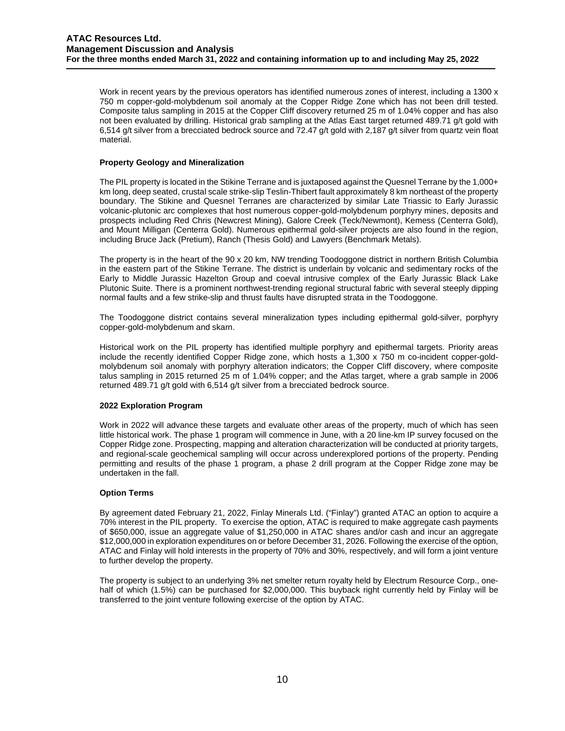Work in recent years by the previous operators has identified numerous zones of interest, including a 1300 x 750 m copper-gold-molybdenum soil anomaly at the Copper Ridge Zone which has not been drill tested. Composite talus sampling in 2015 at the Copper Cliff discovery returned 25 m of 1.04% copper and has also not been evaluated by drilling. Historical grab sampling at the Atlas East target returned 489.71 g/t gold with 6,514 g/t silver from a brecciated bedrock source and 72.47 g/t gold with 2,187 g/t silver from quartz vein float material.

**Property Geology and Mineralization**

The PIL property is located in the Stikine Terrane and is juxtaposed against the Quesnel Terrane by the 1,000+ km long, deep seated, crustal scale strike-slip Teslin-Thibert fault approximately 8 km northeast of the property boundary. The Stikine and Quesnel Terranes are characterized by similar Late Triassic to Early Jurassic volcanic-plutonic arc complexes that host numerous copper-gold-molybdenum porphyry mines, deposits and prospects including Red Chris (Newcrest Mining), Galore Creek (Teck/Newmont), Kemess (Centerra Gold), and Mount Milligan (Centerra Gold). Numerous epithermal gold-silver projects are also found in the region, including Bruce Jack (Pretium), Ranch (Thesis Gold) and Lawyers (Benchmark Metals).

The property is in the heart of the 90 x 20 km, NW trending Toodoggone district in northern British Columbia in the eastern part of the Stikine Terrane. The district is underlain by volcanic and sedimentary rocks of the Early to Middle Jurassic Hazelton Group and coeval intrusive complex of the Early Jurassic Black Lake Plutonic Suite. There is a prominent northwest-trending regional structural fabric with several steeply dipping normal faults and a few strike-slip and thrust faults have disrupted strata in the Toodoggone.

The Toodoggone district contains several mineralization types including epithermal gold-silver, porphyry copper-gold-molybdenum and skarn.

Historical work on the PIL property has identified multiple porphyry and epithermal targets. Priority areas include the recently identified Copper Ridge zone, which hosts a 1,300 x 750 m co-incident copper-gold-molybdenum soil anomaly with porphyry alteration indicators; the Copper Cliff discovery, where composite talus sampling in 2015 returned 25 m of 1.04% copper; and the Atlas target, where a grab sample in 2006 returned 489.71 g/t gold with 6,514 g/t silver from a brecciated bedrock source.

**2022 Exploration Program**

Work in 2022 will advance these targets and evaluate other areas of the property, much of which has seen little historical work. The phase 1 program will commence in June, with a 20 line-km IP survey focused on the Copper Ridge zone. Prospecting, mapping and alteration characterization will be conducted at priority targets, and regional-scale geochemical sampling will occur across underexplored portions of the property. Pending permitting and results of the phase 1 program, a phase 2 drill program at the Copper Ridge zone may be undertaken in the fall.

**Option Terms**

By agreement dated February 21, 2022, Finlay Minerals Ltd. ("Finlay") granted ATAC an option to acquire a 70% interest in the PIL property. To exercise the option, ATAC is required to make aggregate cash payments of $650,000, issue an aggregate value of $1,250,000 in ATAC shares and/or cash and incur an aggregate $12,000,000 in exploration expenditures on or before December 31, 2026. Following the exercise of the option, ATAC and Finlay will hold interests in the property of 70% and 30%, respectively, and will form a joint venture to further develop the property.

The property is subject to an underlying 3% net smelter return royalty held by Electrum Resource Corp., one-half of which (1.5%) can be purchased for $2,000,000. This buyback right currently held by Finlay will be transferred to the joint venture following exercise of the option by ATAC.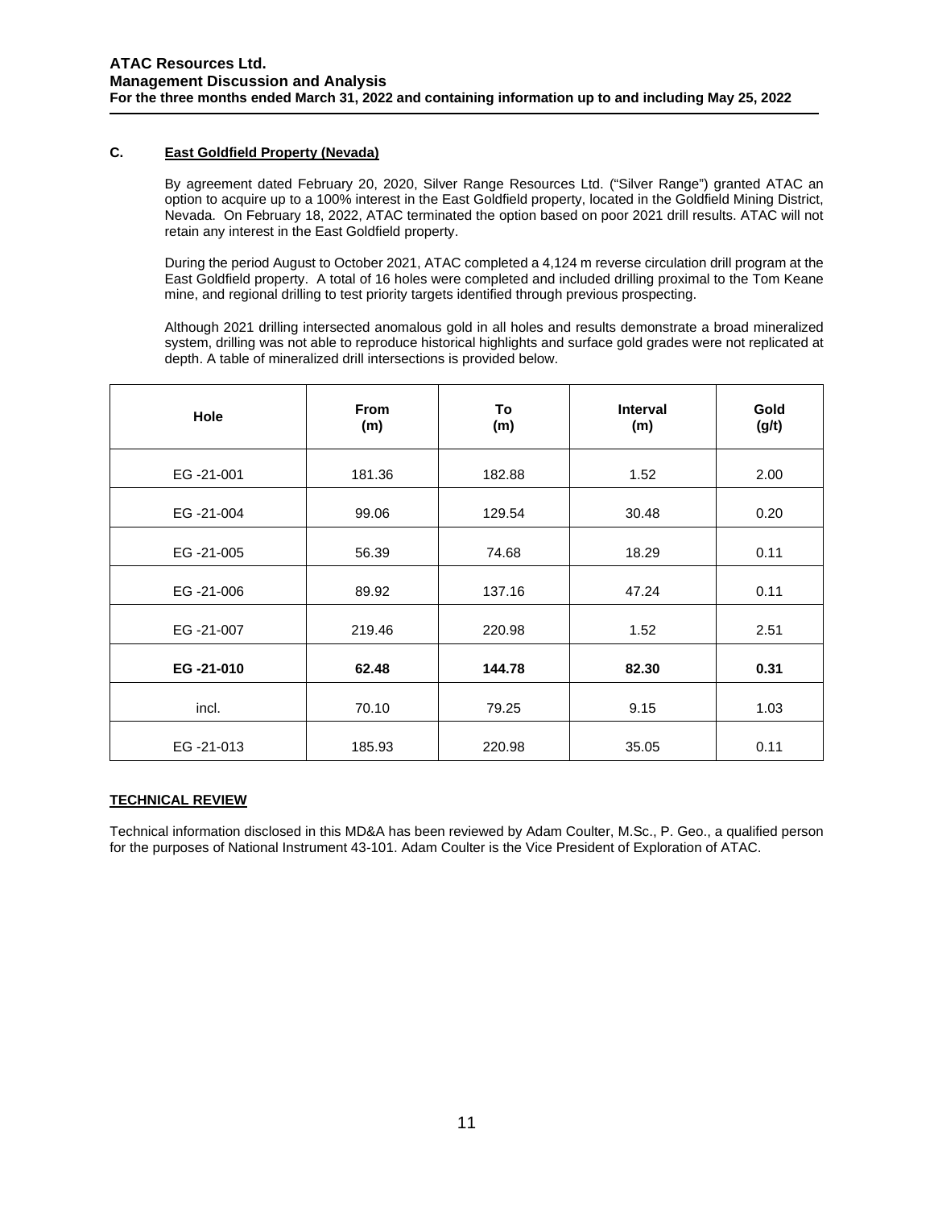### C. East Goldfield Property (Nevada)

By agreement dated February 20, 2020, Silver Range Resources Ltd. ("Silver Range") granted ATAC an option to acquire up to a 100% interest in the East Goldfield property, located in the Goldfield Mining District, Nevada. On February 18, 2022, ATAC terminated the option based on poor 2021 drill results. ATAC will not retain any interest in the East Goldfield property.

During the period August to October 2021, ATAC completed a 4,124 m reverse circulation drill program at the East Goldfield property. A total of 16 holes were completed and included drilling proximal to the Tom Keane mine, and regional drilling to test priority targets identified through previous prospecting.

Although 2021 drilling intersected anomalous gold in all holes and results demonstrate a broad mineralized system, drilling was not able to reproduce historical highlights and surface gold grades were not replicated at depth. A table of mineralized drill intersections is provided below.

| Hole | From (m) | To (m) | Interval (m) | Gold (g/t) |
|---|---|---|---|---|
| EG -21-001 | 181.36 | 182.88 | 1.52 | 2.00 |
| EG -21-004 | 99.06 | 129.54 | 30.48 | 0.20 |
| EG -21-005 | 56.39 | 74.68 | 18.29 | 0.11 |
| EG -21-006 | 89.92 | 137.16 | 47.24 | 0.11 |
| EG -21-007 | 219.46 | 220.98 | 1.52 | 2.51 |
| **EG -21-010** | **62.48** | **144.78** | **82.30** | **0.31** |
| incl. | 70.10 | 79.25 | 9.15 | 1.03 |
| EG -21-013 | 185.93 | 220.98 | 35.05 | 0.11 |

## TECHNICAL REVIEW

Technical information disclosed in this MD&A has been reviewed by Adam Coulter, M.Sc., P. Geo., a qualified person for the purposes of National Instrument 43-101. Adam Coulter is the Vice President of Exploration of ATAC.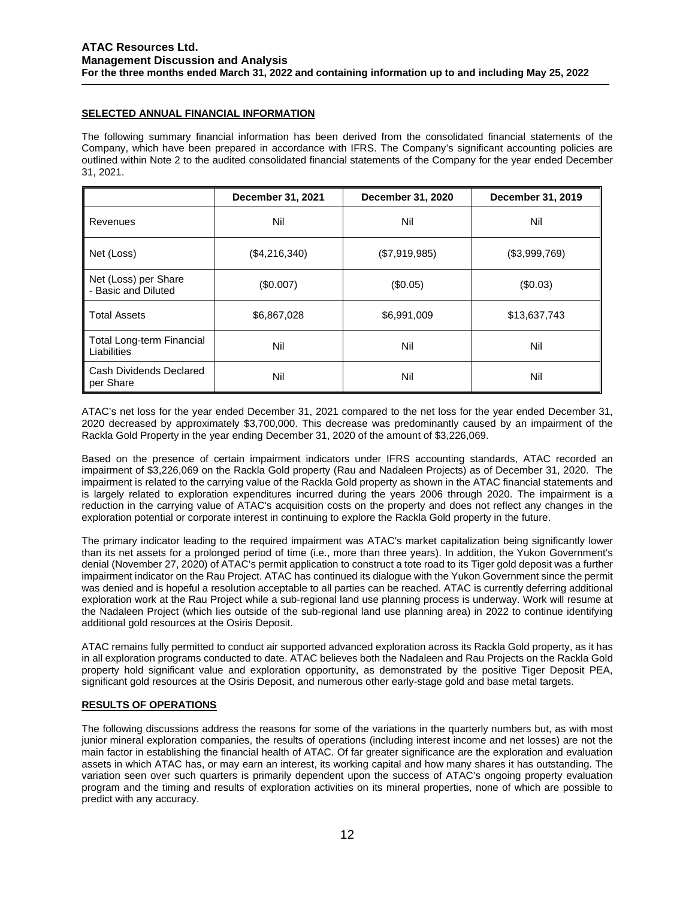## SELECTED ANNUAL FINANCIAL INFORMATION

The following summary financial information has been derived from the consolidated financial statements of the Company, which have been prepared in accordance with IFRS. The Company's significant accounting policies are outlined within Note 2 to the audited consolidated financial statements of the Company for the year ended December 31, 2021.

| | December 31, 2021 | December 31, 2020 | December 31, 2019 |
|---|---|---|---|
| Revenues | Nil | Nil | Nil |
| Net (Loss) | ($4,216,340) | ($7,919,985) | ($3,999,769) |
| Net (Loss) per Share - Basic and Diluted | ($0.007) | ($0.05) | ($0.03) |
| Total Assets | $6,867,028 | $6,991,009 | $13,637,743 |
| Total Long-term Financial Liabilities | Nil | Nil | Nil |
| Cash Dividends Declared per Share | Nil | Nil | Nil |

ATAC's net loss for the year ended December 31, 2021 compared to the net loss for the year ended December 31, 2020 decreased by approximately $3,700,000. This decrease was predominantly caused by an impairment of the Rackla Gold Property in the year ending December 31, 2020 of the amount of $3,226,069.

Based on the presence of certain impairment indicators under IFRS accounting standards, ATAC recorded an impairment of $3,226,069 on the Rackla Gold property (Rau and Nadaleen Projects) as of December 31, 2020. The impairment is related to the carrying value of the Rackla Gold property as shown in the ATAC financial statements and is largely related to exploration expenditures incurred during the years 2006 through 2020. The impairment is a reduction in the carrying value of ATAC's acquisition costs on the property and does not reflect any changes in the exploration potential or corporate interest in continuing to explore the Rackla Gold property in the future.

The primary indicator leading to the required impairment was ATAC's market capitalization being significantly lower than its net assets for a prolonged period of time (i.e., more than three years). In addition, the Yukon Government's denial (November 27, 2020) of ATAC's permit application to construct a tote road to its Tiger gold deposit was a further impairment indicator on the Rau Project. ATAC has continued its dialogue with the Yukon Government since the permit was denied and is hopeful a resolution acceptable to all parties can be reached. ATAC is currently deferring additional exploration work at the Rau Project while a sub-regional land use planning process is underway. Work will resume at the Nadaleen Project (which lies outside of the sub-regional land use planning area) in 2022 to continue identifying additional gold resources at the Osiris Deposit.

ATAC remains fully permitted to conduct air supported advanced exploration across its Rackla Gold property, as it has in all exploration programs conducted to date. ATAC believes both the Nadaleen and Rau Projects on the Rackla Gold property hold significant value and exploration opportunity, as demonstrated by the positive Tiger Deposit PEA, significant gold resources at the Osiris Deposit, and numerous other early-stage gold and base metal targets.

## RESULTS OF OPERATIONS

The following discussions address the reasons for some of the variations in the quarterly numbers but, as with most junior mineral exploration companies, the results of operations (including interest income and net losses) are not the main factor in establishing the financial health of ATAC. Of far greater significance are the exploration and evaluation assets in which ATAC has, or may earn an interest, its working capital and how many shares it has outstanding. The variation seen over such quarters is primarily dependent upon the success of ATAC's ongoing property evaluation program and the timing and results of exploration activities on its mineral properties, none of which are possible to predict with any accuracy.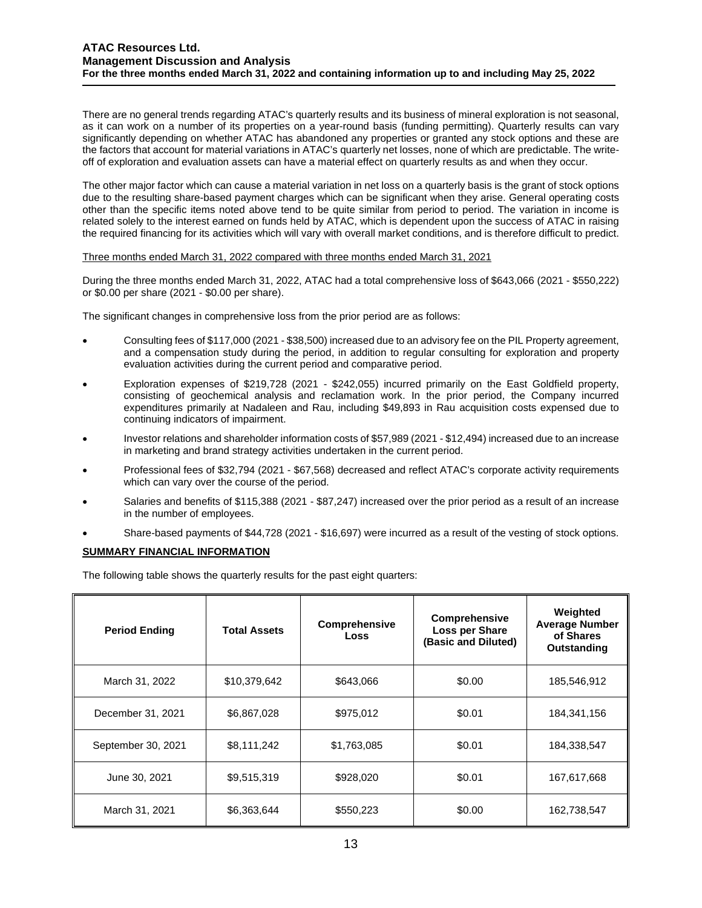There are no general trends regarding ATAC's quarterly results and its business of mineral exploration is not seasonal, as it can work on a number of its properties on a year-round basis (funding permitting). Quarterly results can vary significantly depending on whether ATAC has abandoned any properties or granted any stock options and these are the factors that account for material variations in ATAC's quarterly net losses, none of which are predictable. The write-off of exploration and evaluation assets can have a material effect on quarterly results as and when they occur.

The other major factor which can cause a material variation in net loss on a quarterly basis is the grant of stock options due to the resulting share-based payment charges which can be significant when they arise. General operating costs other than the specific items noted above tend to be quite similar from period to period. The variation in income is related solely to the interest earned on funds held by ATAC, which is dependent upon the success of ATAC in raising the required financing for its activities which will vary with overall market conditions, and is therefore difficult to predict.

Three months ended March 31, 2022 compared with three months ended March 31, 2021

During the three months ended March 31, 2022, ATAC had a total comprehensive loss of $643,066 (2021 - $550,222) or $0.00 per share (2021 - $0.00 per share).

The significant changes in comprehensive loss from the prior period are as follows:

- Consulting fees of $117,000 (2021 - $38,500) increased due to an advisory fee on the PIL Property agreement, and a compensation study during the period, in addition to regular consulting for exploration and property evaluation activities during the current period and comparative period.
- Exploration expenses of $219,728 (2021 - $242,055) incurred primarily on the East Goldfield property, consisting of geochemical analysis and reclamation work. In the prior period, the Company incurred expenditures primarily at Nadaleen and Rau, including $49,893 in Rau acquisition costs expensed due to continuing indicators of impairment.
- Investor relations and shareholder information costs of $57,989 (2021 - $12,494) increased due to an increase in marketing and brand strategy activities undertaken in the current period.
- Professional fees of $32,794 (2021 - $67,568) decreased and reflect ATAC's corporate activity requirements which can vary over the course of the period.
- Salaries and benefits of $115,388 (2021 - $87,247) increased over the prior period as a result of an increase in the number of employees.
- Share-based payments of $44,728 (2021 - $16,697) were incurred as a result of the vesting of stock options.

## SUMMARY FINANCIAL INFORMATION

The following table shows the quarterly results for the past eight quarters:

| Period Ending | Total Assets | Comprehensive Loss | Comprehensive Loss per Share (Basic and Diluted) | Weighted Average Number of Shares Outstanding |
|---|---|---|---|---|
| March 31, 2022 | $10,379,642 | $643,066 | $0.00 | 185,546,912 |
| December 31, 2021 | $6,867,028 | $975,012 | $0.01 | 184,341,156 |
| September 30, 2021 | $8,111,242 | $1,763,085 | $0.01 | 184,338,547 |
| June 30, 2021 | $9,515,319 | $928,020 | $0.01 | 167,617,668 |
| March 31, 2021 | $6,363,644 | $550,223 | $0.00 | 162,738,547 |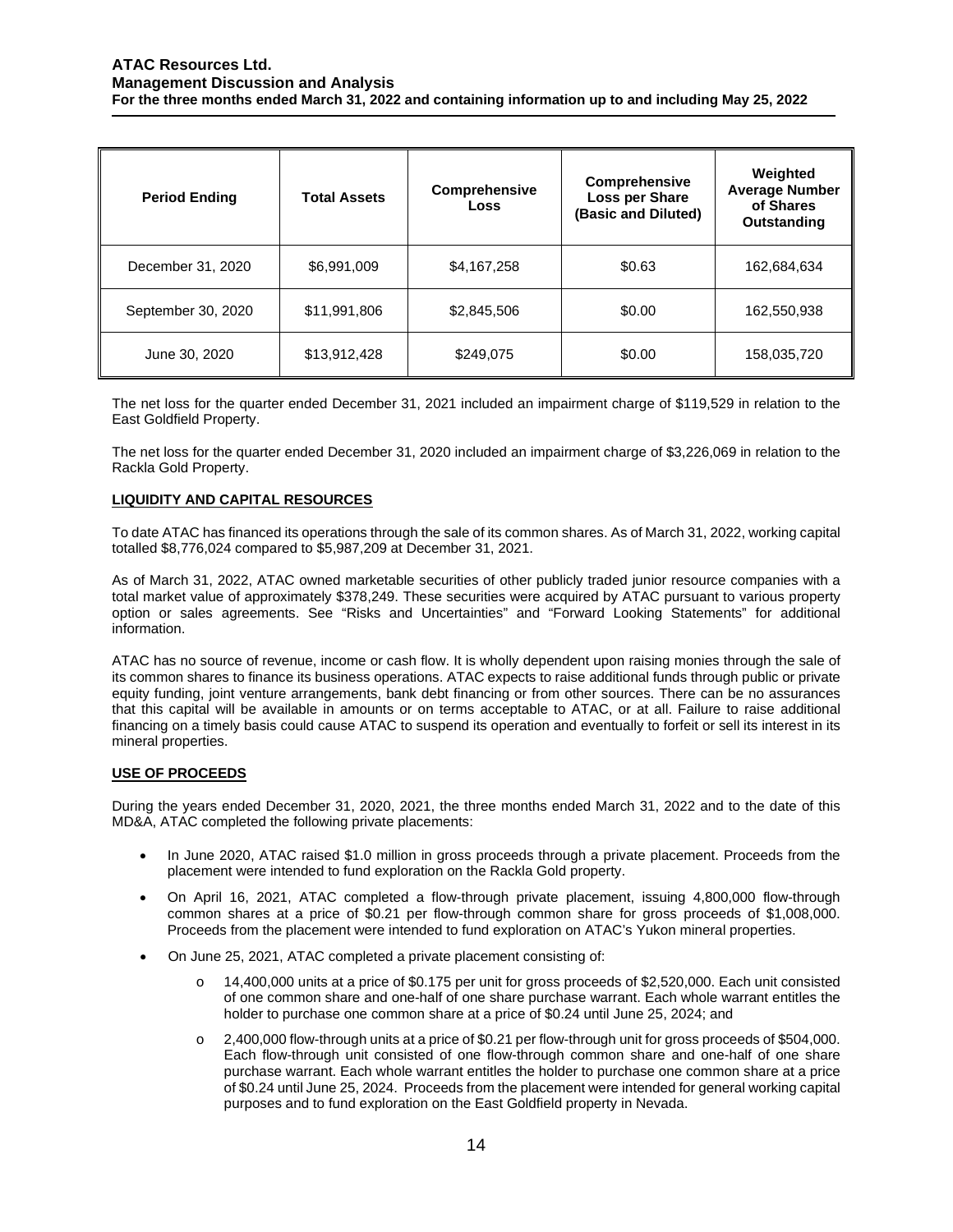| Period Ending | Total Assets | Comprehensive Loss | Comprehensive Loss per Share (Basic and Diluted) | Weighted Average Number of Shares Outstanding |
|---|---|---|---|---|
| December 31, 2020 | $6,991,009 | $4,167,258 | $0.63 | 162,684,634 |
| September 30, 2020 | $11,991,806 | $2,845,506 | $0.00 | 162,550,938 |
| June 30, 2020 | $13,912,428 | $249,075 | $0.00 | 158,035,720 |

The net loss for the quarter ended December 31, 2021 included an impairment charge of $119,529 in relation to the East Goldfield Property.

The net loss for the quarter ended December 31, 2020 included an impairment charge of $3,226,069 in relation to the Rackla Gold Property.

## LIQUIDITY AND CAPITAL RESOURCES

To date ATAC has financed its operations through the sale of its common shares. As of March 31, 2022, working capital totalled $8,776,024 compared to $5,987,209 at December 31, 2021.

As of March 31, 2022, ATAC owned marketable securities of other publicly traded junior resource companies with a total market value of approximately $378,249. These securities were acquired by ATAC pursuant to various property option or sales agreements. See "Risks and Uncertainties" and "Forward Looking Statements" for additional information.

ATAC has no source of revenue, income or cash flow. It is wholly dependent upon raising monies through the sale of its common shares to finance its business operations. ATAC expects to raise additional funds through public or private equity funding, joint venture arrangements, bank debt financing or from other sources. There can be no assurances that this capital will be available in amounts or on terms acceptable to ATAC, or at all. Failure to raise additional financing on a timely basis could cause ATAC to suspend its operation and eventually to forfeit or sell its interest in its mineral properties.

## USE OF PROCEEDS

During the years ended December 31, 2020, 2021, the three months ended March 31, 2022 and to the date of this MD&A, ATAC completed the following private placements:

- In June 2020, ATAC raised $1.0 million in gross proceeds through a private placement. Proceeds from the placement were intended to fund exploration on the Rackla Gold property.
- On April 16, 2021, ATAC completed a flow-through private placement, issuing 4,800,000 flow-through common shares at a price of $0.21 per flow-through common share for gross proceeds of $1,008,000. Proceeds from the placement were intended to fund exploration on ATAC's Yukon mineral properties.
- On June 25, 2021, ATAC completed a private placement consisting of:
    - 14,400,000 units at a price of $0.175 per unit for gross proceeds of $2,520,000. Each unit consisted of one common share and one-half of one share purchase warrant. Each whole warrant entitles the holder to purchase one common share at a price of $0.24 until June 25, 2024; and
    - 2,400,000 flow-through units at a price of $0.21 per flow-through unit for gross proceeds of $504,000. Each flow-through unit consisted of one flow-through common share and one-half of one share purchase warrant. Each whole warrant entitles the holder to purchase one common share at a price of $0.24 until June 25, 2024. Proceeds from the placement were intended for general working capital purposes and to fund exploration on the East Goldfield property in Nevada.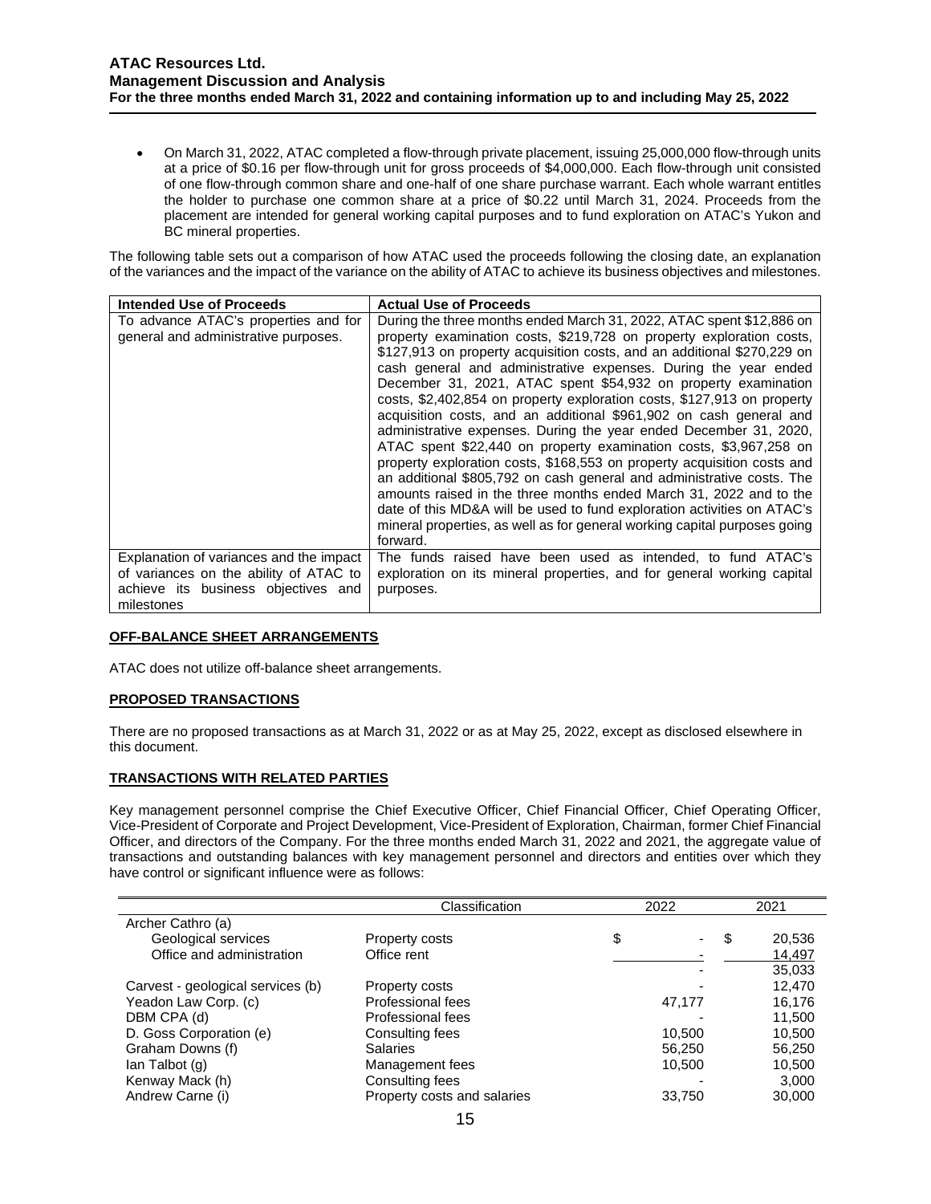- On March 31, 2022, ATAC completed a flow-through private placement, issuing 25,000,000 flow-through units at a price of $0.16 per flow-through unit for gross proceeds of $4,000,000. Each flow-through unit consisted of one flow-through common share and one-half of one share purchase warrant. Each whole warrant entitles the holder to purchase one common share at a price of $0.22 until March 31, 2024. Proceeds from the placement are intended for general working capital purposes and to fund exploration on ATAC's Yukon and BC mineral properties.

The following table sets out a comparison of how ATAC used the proceeds following the closing date, an explanation of the variances and the impact of the variance on the ability of ATAC to achieve its business objectives and milestones.

| Intended Use of Proceeds | Actual Use of Proceeds |
|---|---|
| To advance ATAC's properties and for general and administrative purposes. | During the three months ended March 31, 2022, ATAC spent $12,886 on property examination costs, $219,728 on property exploration costs, $127,913 on property acquisition costs, and an additional $270,229 on cash general and administrative expenses. During the year ended December 31, 2021, ATAC spent $54,932 on property examination costs, $2,402,854 on property exploration costs, $127,913 on property acquisition costs, and an additional $961,902 on cash general and administrative expenses. During the year ended December 31, 2020, ATAC spent $22,440 on property examination costs, $3,967,258 on property exploration costs, $168,553 on property acquisition costs and an additional $805,792 on cash general and administrative costs. The amounts raised in the three months ended March 31, 2022 and to the date of this MD&A will be used to fund exploration activities on ATAC's mineral properties, as well as for general working capital purposes going forward. |
| Explanation of variances and the impact of variances on the ability of ATAC to achieve its business objectives and milestones | The funds raised have been used as intended, to fund ATAC's exploration on its mineral properties, and for general working capital purposes. |

## OFF-BALANCE SHEET ARRANGEMENTS

ATAC does not utilize off-balance sheet arrangements.

## PROPOSED TRANSACTIONS

There are no proposed transactions as at March 31, 2022 or as at May 25, 2022, except as disclosed elsewhere in this document.

## TRANSACTIONS WITH RELATED PARTIES

Key management personnel comprise the Chief Executive Officer, Chief Financial Officer, Chief Operating Officer, Vice-President of Corporate and Project Development, Vice-President of Exploration, Chairman, former Chief Financial Officer, and directors of the Company. For the three months ended March 31, 2022 and 2021, the aggregate value of transactions and outstanding balances with key management personnel and directors and entities over which they have control or significant influence were as follows:

| | Classification | 2022 | 2021 |
|---|---|---|---|
| Archer Cathro (a) | | | |
| Geological services | Property costs | $ - | $ 20,536 |
| Office and administration | Office rent | - | 14,497 |
| | | - | 35,033 |
| Carvest - geological services (b) | Property costs | - | 12,470 |
| Yeadon Law Corp. (c) | Professional fees | 47,177 | 16,176 |
| DBM CPA (d) | Professional fees | - | 11,500 |
| D. Goss Corporation (e) | Consulting fees | 10,500 | 10,500 |
| Graham Downs (f) | Salaries | 56,250 | 56,250 |
| Ian Talbot (g) | Management fees | 10,500 | 10,500 |
| Kenway Mack (h) | Consulting fees | - | 3,000 |
| Andrew Carne (i) | Property costs and salaries | 33,750 | 30,000 |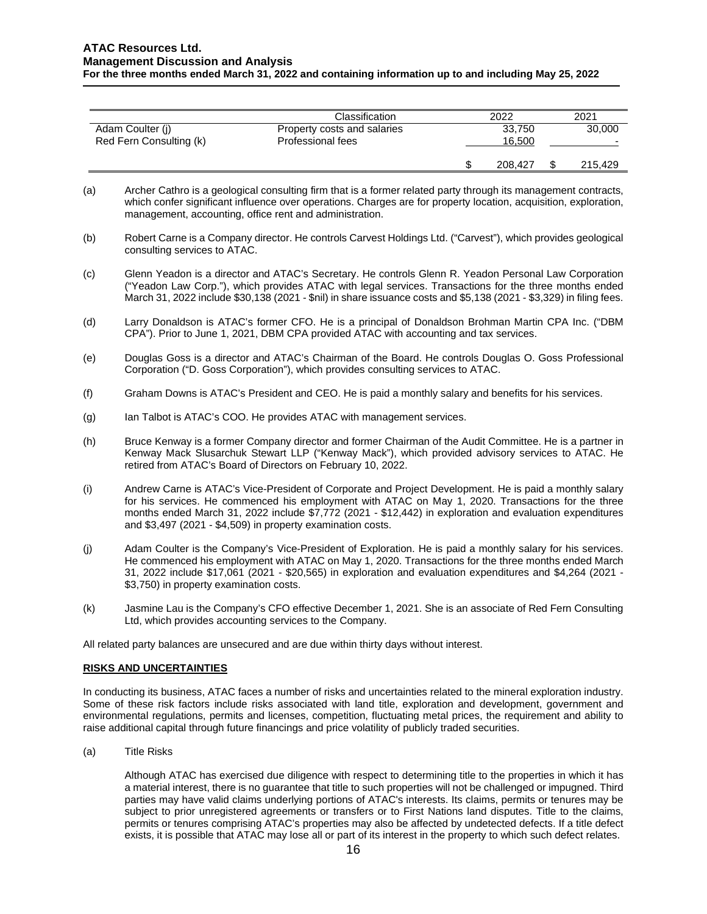| | Classification | 2022 | 2021 |
|---|---|---|---|
| Adam Coulter (j) | Property costs and salaries | 33,750 | 30,000 |
| Red Fern Consulting (k) | Professional fees | 16,500 | - |
| | | $ 208,427 | $ 215,429 |

(a) Archer Cathro is a geological consulting firm that is a former related party through its management contracts, which confer significant influence over operations. Charges are for property location, acquisition, exploration, management, accounting, office rent and administration.

(b) Robert Carne is a Company director. He controls Carvest Holdings Ltd. ("Carvest"), which provides geological consulting services to ATAC.

(c) Glenn Yeadon is a director and ATAC's Secretary. He controls Glenn R. Yeadon Personal Law Corporation ("Yeadon Law Corp."), which provides ATAC with legal services. Transactions for the three months ended March 31, 2022 include $30,138 (2021 - $nil) in share issuance costs and $5,138 (2021 - $3,329) in filing fees.

(d) Larry Donaldson is ATAC's former CFO. He is a principal of Donaldson Brohman Martin CPA Inc. ("DBM CPA"). Prior to June 1, 2021, DBM CPA provided ATAC with accounting and tax services.

(e) Douglas Goss is a director and ATAC's Chairman of the Board. He controls Douglas O. Goss Professional Corporation ("D. Goss Corporation"), which provides consulting services to ATAC.

(f) Graham Downs is ATAC's President and CEO. He is paid a monthly salary and benefits for his services.

(g) Ian Talbot is ATAC's COO. He provides ATAC with management services.

(h) Bruce Kenway is a former Company director and former Chairman of the Audit Committee. He is a partner in Kenway Mack Slusarchuk Stewart LLP ("Kenway Mack"), which provided advisory services to ATAC. He retired from ATAC's Board of Directors on February 10, 2022.

(i) Andrew Carne is ATAC's Vice-President of Corporate and Project Development. He is paid a monthly salary for his services. He commenced his employment with ATAC on May 1, 2020. Transactions for the three months ended March 31, 2022 include $7,772 (2021 - $12,442) in exploration and evaluation expenditures and $3,497 (2021 - $4,509) in property examination costs.

(j) Adam Coulter is the Company's Vice-President of Exploration. He is paid a monthly salary for his services. He commenced his employment with ATAC on May 1, 2020. Transactions for the three months ended March 31, 2022 include $17,061 (2021 - $20,565) in exploration and evaluation expenditures and $4,264 (2021 - $3,750) in property examination costs.

(k) Jasmine Lau is the Company's CFO effective December 1, 2021. She is an associate of Red Fern Consulting Ltd, which provides accounting services to the Company.

All related party balances are unsecured and are due within thirty days without interest.

## RISKS AND UNCERTAINTIES

In conducting its business, ATAC faces a number of risks and uncertainties related to the mineral exploration industry. Some of these risk factors include risks associated with land title, exploration and development, government and environmental regulations, permits and licenses, competition, fluctuating metal prices, the requirement and ability to raise additional capital through future financings and price volatility of publicly traded securities.

(a) Title Risks

Although ATAC has exercised due diligence with respect to determining title to the properties in which it has a material interest, there is no guarantee that title to such properties will not be challenged or impugned. Third parties may have valid claims underlying portions of ATAC's interests. Its claims, permits or tenures may be subject to prior unregistered agreements or transfers or to First Nations land disputes. Title to the claims, permits or tenures comprising ATAC's properties may also be affected by undetected defects. If a title defect exists, it is possible that ATAC may lose all or part of its interest in the property to which such defect relates.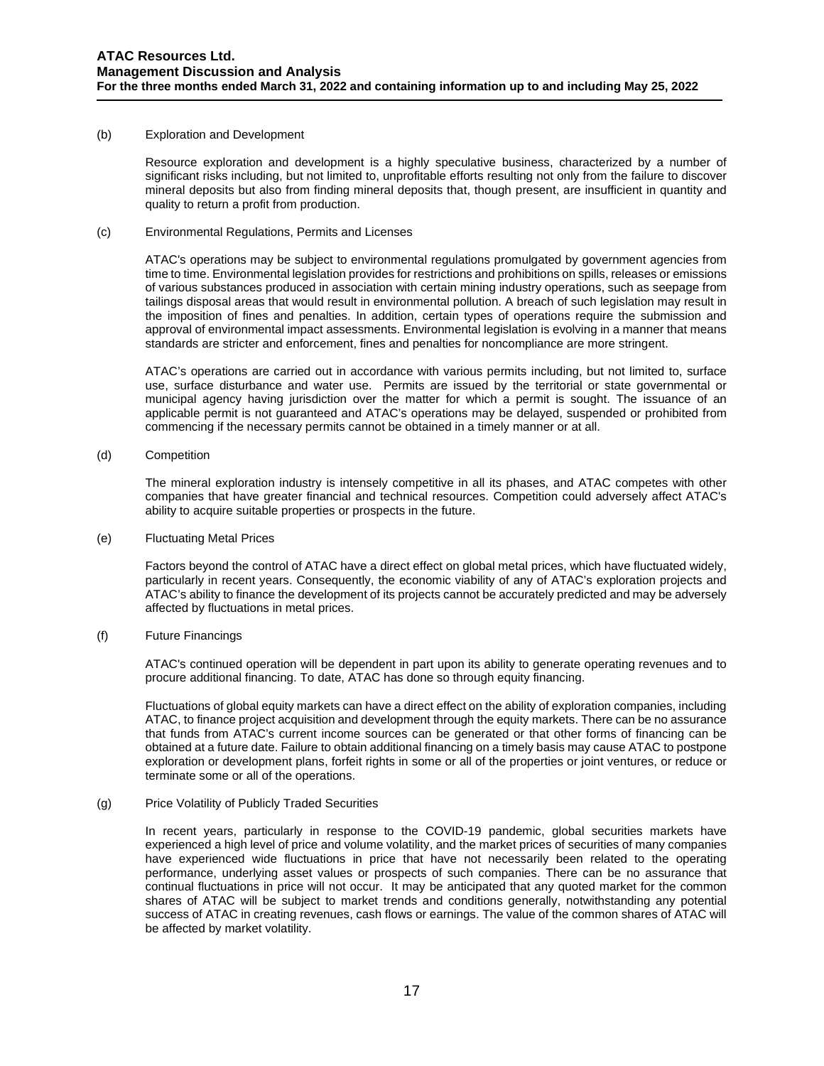(b) Exploration and Development

Resource exploration and development is a highly speculative business, characterized by a number of significant risks including, but not limited to, unprofitable efforts resulting not only from the failure to discover mineral deposits but also from finding mineral deposits that, though present, are insufficient in quantity and quality to return a profit from production.

(c) Environmental Regulations, Permits and Licenses

ATAC's operations may be subject to environmental regulations promulgated by government agencies from time to time. Environmental legislation provides for restrictions and prohibitions on spills, releases or emissions of various substances produced in association with certain mining industry operations, such as seepage from tailings disposal areas that would result in environmental pollution. A breach of such legislation may result in the imposition of fines and penalties. In addition, certain types of operations require the submission and approval of environmental impact assessments. Environmental legislation is evolving in a manner that means standards are stricter and enforcement, fines and penalties for noncompliance are more stringent.

ATAC's operations are carried out in accordance with various permits including, but not limited to, surface use, surface disturbance and water use. Permits are issued by the territorial or state governmental or municipal agency having jurisdiction over the matter for which a permit is sought. The issuance of an applicable permit is not guaranteed and ATAC's operations may be delayed, suspended or prohibited from commencing if the necessary permits cannot be obtained in a timely manner or at all.

(d) Competition

The mineral exploration industry is intensely competitive in all its phases, and ATAC competes with other companies that have greater financial and technical resources. Competition could adversely affect ATAC's ability to acquire suitable properties or prospects in the future.

(e) Fluctuating Metal Prices

Factors beyond the control of ATAC have a direct effect on global metal prices, which have fluctuated widely, particularly in recent years. Consequently, the economic viability of any of ATAC's exploration projects and ATAC's ability to finance the development of its projects cannot be accurately predicted and may be adversely affected by fluctuations in metal prices.

(f) Future Financings

ATAC's continued operation will be dependent in part upon its ability to generate operating revenues and to procure additional financing. To date, ATAC has done so through equity financing.

Fluctuations of global equity markets can have a direct effect on the ability of exploration companies, including ATAC, to finance project acquisition and development through the equity markets. There can be no assurance that funds from ATAC's current income sources can be generated or that other forms of financing can be obtained at a future date. Failure to obtain additional financing on a timely basis may cause ATAC to postpone exploration or development plans, forfeit rights in some or all of the properties or joint ventures, or reduce or terminate some or all of the operations.

(g) Price Volatility of Publicly Traded Securities

In recent years, particularly in response to the COVID-19 pandemic, global securities markets have experienced a high level of price and volume volatility, and the market prices of securities of many companies have experienced wide fluctuations in price that have not necessarily been related to the operating performance, underlying asset values or prospects of such companies. There can be no assurance that continual fluctuations in price will not occur. It may be anticipated that any quoted market for the common shares of ATAC will be subject to market trends and conditions generally, notwithstanding any potential success of ATAC in creating revenues, cash flows or earnings. The value of the common shares of ATAC will be affected by market volatility.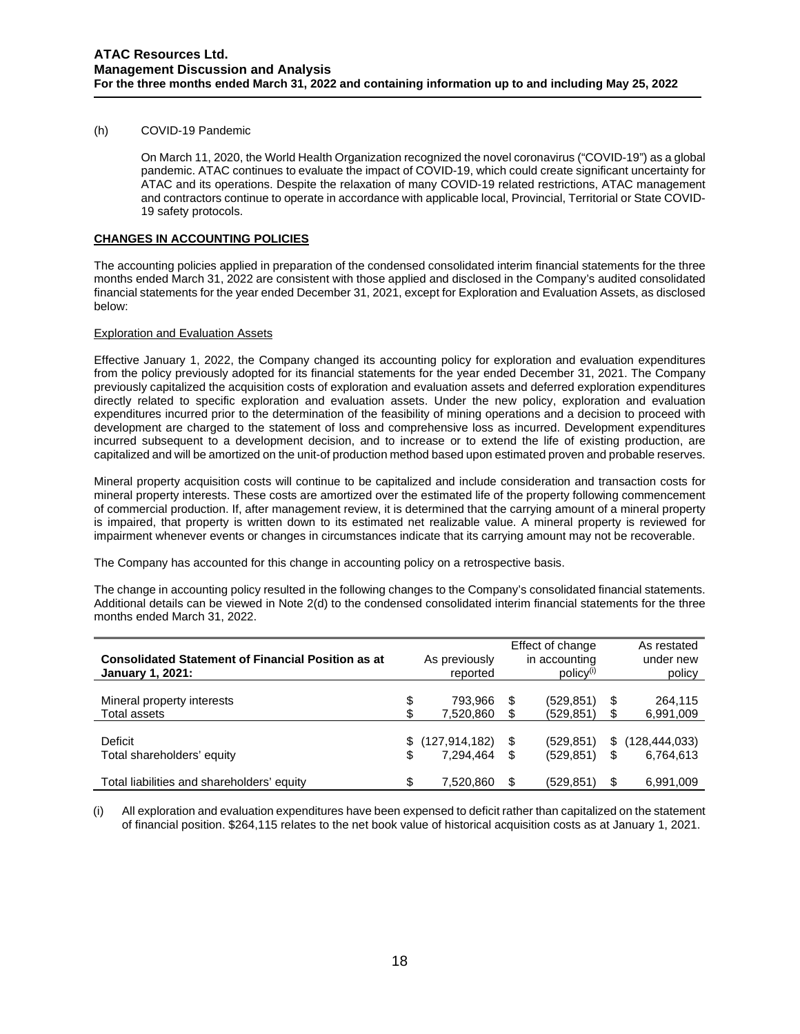(h) COVID-19 Pandemic

On March 11, 2020, the World Health Organization recognized the novel coronavirus ("COVID-19") as a global pandemic. ATAC continues to evaluate the impact of COVID-19, which could create significant uncertainty for ATAC and its operations. Despite the relaxation of many COVID-19 related restrictions, ATAC management and contractors continue to operate in accordance with applicable local, Provincial, Territorial or State COVID-19 safety protocols.

## CHANGES IN ACCOUNTING POLICIES

The accounting policies applied in preparation of the condensed consolidated interim financial statements for the three months ended March 31, 2022 are consistent with those applied and disclosed in the Company's audited consolidated financial statements for the year ended December 31, 2021, except for Exploration and Evaluation Assets, as disclosed below:

### Exploration and Evaluation Assets

Effective January 1, 2022, the Company changed its accounting policy for exploration and evaluation expenditures from the policy previously adopted for its financial statements for the year ended December 31, 2021. The Company previously capitalized the acquisition costs of exploration and evaluation assets and deferred exploration expenditures directly related to specific exploration and evaluation assets. Under the new policy, exploration and evaluation expenditures incurred prior to the determination of the feasibility of mining operations and a decision to proceed with development are charged to the statement of loss and comprehensive loss as incurred. Development expenditures incurred subsequent to a development decision, and to increase or to extend the life of existing production, are capitalized and will be amortized on the unit-of production method based upon estimated proven and probable reserves.

Mineral property acquisition costs will continue to be capitalized and include consideration and transaction costs for mineral property interests. These costs are amortized over the estimated life of the property following commencement of commercial production. If, after management review, it is determined that the carrying amount of a mineral property is impaired, that property is written down to its estimated net realizable value. A mineral property is reviewed for impairment whenever events or changes in circumstances indicate that its carrying amount may not be recoverable.

The Company has accounted for this change in accounting policy on a retrospective basis.

The change in accounting policy resulted in the following changes to the Company's consolidated financial statements. Additional details can be viewed in Note 2(d) to the condensed consolidated interim financial statements for the three months ended March 31, 2022.

| **Consolidated Statement of Financial Position as at January 1, 2021:** | As previously reported | Effect of change in accounting policy(i) | As restated under new policy |
|---|---|---|---|
| Mineral property interests | $ 793,966 | $ (529,851) | $ 264,115 |
| Total assets | $ 7,520,860 | $ (529,851) | $ 6,991,009 |
| Deficit | $ (127,914,182) | $ (529,851) | $ (128,444,033) |
| Total shareholders' equity | $ 7,294,464 | $ (529,851) | $ 6,764,613 |
| Total liabilities and shareholders' equity | $ 7,520,860 | $ (529,851) | $ 6,991,009 |

(i) All exploration and evaluation expenditures have been expensed to deficit rather than capitalized on the statement of financial position. $264,115 relates to the net book value of historical acquisition costs as at January 1, 2021.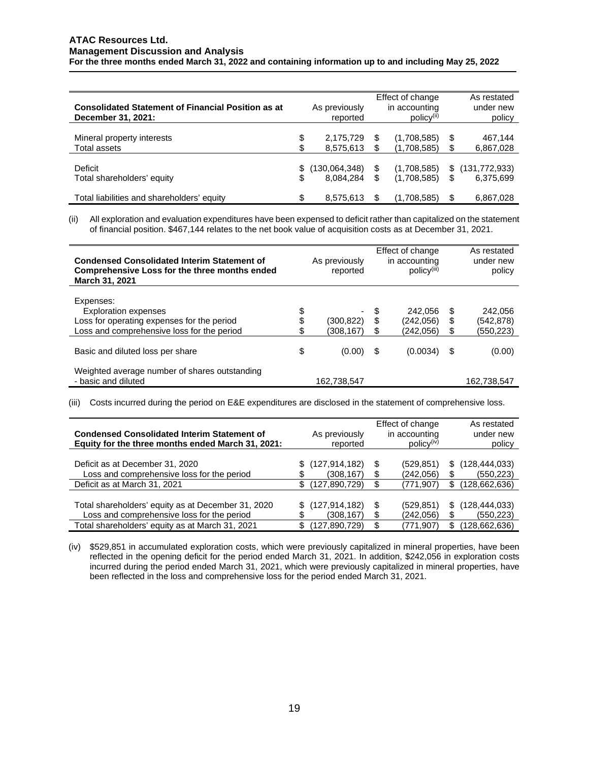| Consolidated Statement of Financial Position as at December 31, 2021: | As previously reported | Effect of change in accounting policy[(ii)] | As restated under new policy |
|---|---|---|---|
| Mineral property interests | $ 2,175,729 | $ (1,708,585) | $ 467,144 |
| Total assets | $ 8,575,613 | $ (1,708,585) | $ 6,867,028 |
| Deficit | $ (130,064,348) | $ (1,708,585) | $ (131,772,933) |
| Total shareholders' equity | $ 8,084,284 | $ (1,708,585) | $ 6,375,699 |
| Total liabilities and shareholders' equity | $ 8,575,613 | $ (1,708,585) | $ 6,867,028 |

(ii) All exploration and evaluation expenditures have been expensed to deficit rather than capitalized on the statement of financial position. $467,144 relates to the net book value of acquisition costs as at December 31, 2021.

| Condensed Consolidated Interim Statement of Comprehensive Loss for the three months ended March 31, 2021 | As previously reported | Effect of change in accounting policy[(iii)] | As restated under new policy |
|---|---|---|---|
| Expenses: | | | |
| Exploration expenses | $ - | $ 242,056 | $ 242,056 |
| Loss for operating expenses for the period | $ (300,822) | $ (242,056) | $ (542,878) |
| Loss and comprehensive loss for the period | $ (308,167) | $ (242,056) | $ (550,223) |
| Basic and diluted loss per share | $ (0.00) | $ (0.0034) | $ (0.00) |
| Weighted average number of shares outstanding - basic and diluted | 162,738,547 | | 162,738,547 |

(iii) Costs incurred during the period on E&E expenditures are disclosed in the statement of comprehensive loss.

| Condensed Consolidated Interim Statement of Equity for the three months ended March 31, 2021: | As previously reported | Effect of change in accounting policy[(iv)] | As restated under new policy |
|---|---|---|---|
| Deficit as at December 31, 2020 | $ (127,914,182) | $ (529,851) | $ (128,444,033) |
| Loss and comprehensive loss for the period | $ (308,167) | $ (242,056) | $ (550,223) |
| Deficit as at March 31, 2021 | $ (127,890,729) | $ (771,907) | $ (128,662,636) |
| Total shareholders' equity as at December 31, 2020 | $ (127,914,182) | $ (529,851) | $ (128,444,033) |
| Loss and comprehensive loss for the period | $ (308,167) | $ (242,056) | $ (550,223) |
| Total shareholders' equity as at March 31, 2021 | $ (127,890,729) | $ (771,907) | $ (128,662,636) |

(iv) $529,851 in accumulated exploration costs, which were previously capitalized in mineral properties, have been reflected in the opening deficit for the period ended March 31, 2021. In addition, $242,056 in exploration costs incurred during the period ended March 31, 2021, which were previously capitalized in mineral properties, have been reflected in the loss and comprehensive loss for the period ended March 31, 2021.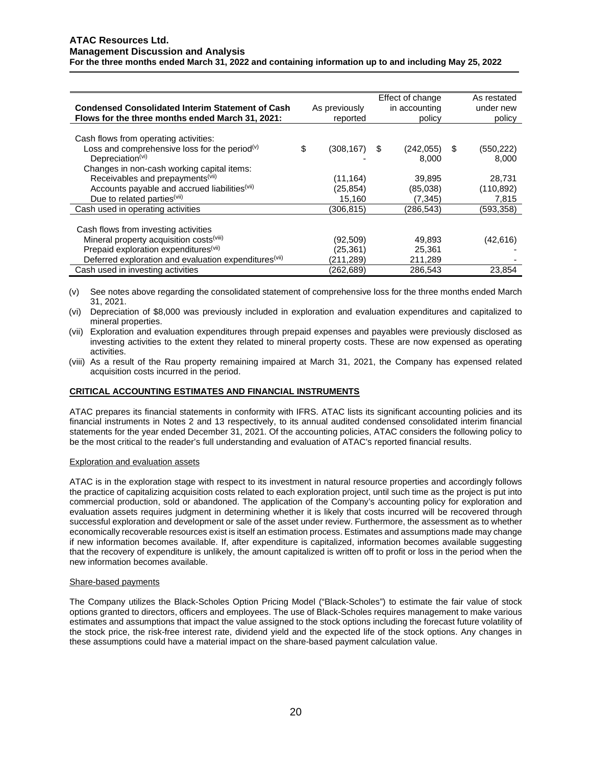| Condensed Consolidated Interim Statement of Cash Flows for the three months ended March 31, 2021: | As previously reported | Effect of change in accounting policy | As restated under new policy |
|---|---|---|---|
| Cash flows from operating activities: | | | |
| Loss and comprehensive loss for the period[(v)] | $ (308,167) | $ (242,055) | $ (550,222) |
| Depreciation[(vi)] | - | 8,000 | 8,000 |
| Changes in non-cash working capital items: | | | |
| Receivables and prepayments[(vii)] | (11,164) | 39,895 | 28,731 |
| Accounts payable and accrued liabilities[(vii)] | (25,854) | (85,038) | (110,892) |
| Due to related parties[(vii)] | 15,160 | (7,345) | 7,815 |
| Cash used in operating activities | (306,815) | (286,543) | (593,358) |
| Cash flows from investing activities | | | |
| Mineral property acquisition costs[(viii)] | (92,509) | 49,893 | (42,616) |
| Prepaid exploration expenditures[(vii)] | (25,361) | 25,361 | - |
| Deferred exploration and evaluation expenditures[(vii)] | (211,289) | 211,289 | - |
| Cash used in investing activities | (262,689) | 286,543 | 23,854 |

(v) See notes above regarding the consolidated statement of comprehensive loss for the three months ended March 31, 2021.

(vi) Depreciation of $8,000 was previously included in exploration and evaluation expenditures and capitalized to mineral properties.

(vii) Exploration and evaluation expenditures through prepaid expenses and payables were previously disclosed as investing activities to the extent they related to mineral property costs. These are now expensed as operating activities.

(viii) As a result of the Rau property remaining impaired at March 31, 2021, the Company has expensed related acquisition costs incurred in the period.

## CRITICAL ACCOUNTING ESTIMATES AND FINANCIAL INSTRUMENTS

ATAC prepares its financial statements in conformity with IFRS. ATAC lists its significant accounting policies and its financial instruments in Notes 2 and 13 respectively, to its annual audited condensed consolidated interim financial statements for the year ended December 31, 2021. Of the accounting policies, ATAC considers the following policy to be the most critical to the reader's full understanding and evaluation of ATAC's reported financial results.

### Exploration and evaluation assets

ATAC is in the exploration stage with respect to its investment in natural resource properties and accordingly follows the practice of capitalizing acquisition costs related to each exploration project, until such time as the project is put into commercial production, sold or abandoned. The application of the Company's accounting policy for exploration and evaluation assets requires judgment in determining whether it is likely that costs incurred will be recovered through successful exploration and development or sale of the asset under review. Furthermore, the assessment as to whether economically recoverable resources exist is itself an estimation process. Estimates and assumptions made may change if new information becomes available. If, after expenditure is capitalized, information becomes available suggesting that the recovery of expenditure is unlikely, the amount capitalized is written off to profit or loss in the period when the new information becomes available.

### Share-based payments

The Company utilizes the Black-Scholes Option Pricing Model ("Black-Scholes") to estimate the fair value of stock options granted to directors, officers and employees. The use of Black-Scholes requires management to make various estimates and assumptions that impact the value assigned to the stock options including the forecast future volatility of the stock price, the risk-free interest rate, dividend yield and the expected life of the stock options. Any changes in these assumptions could have a material impact on the share-based payment calculation value.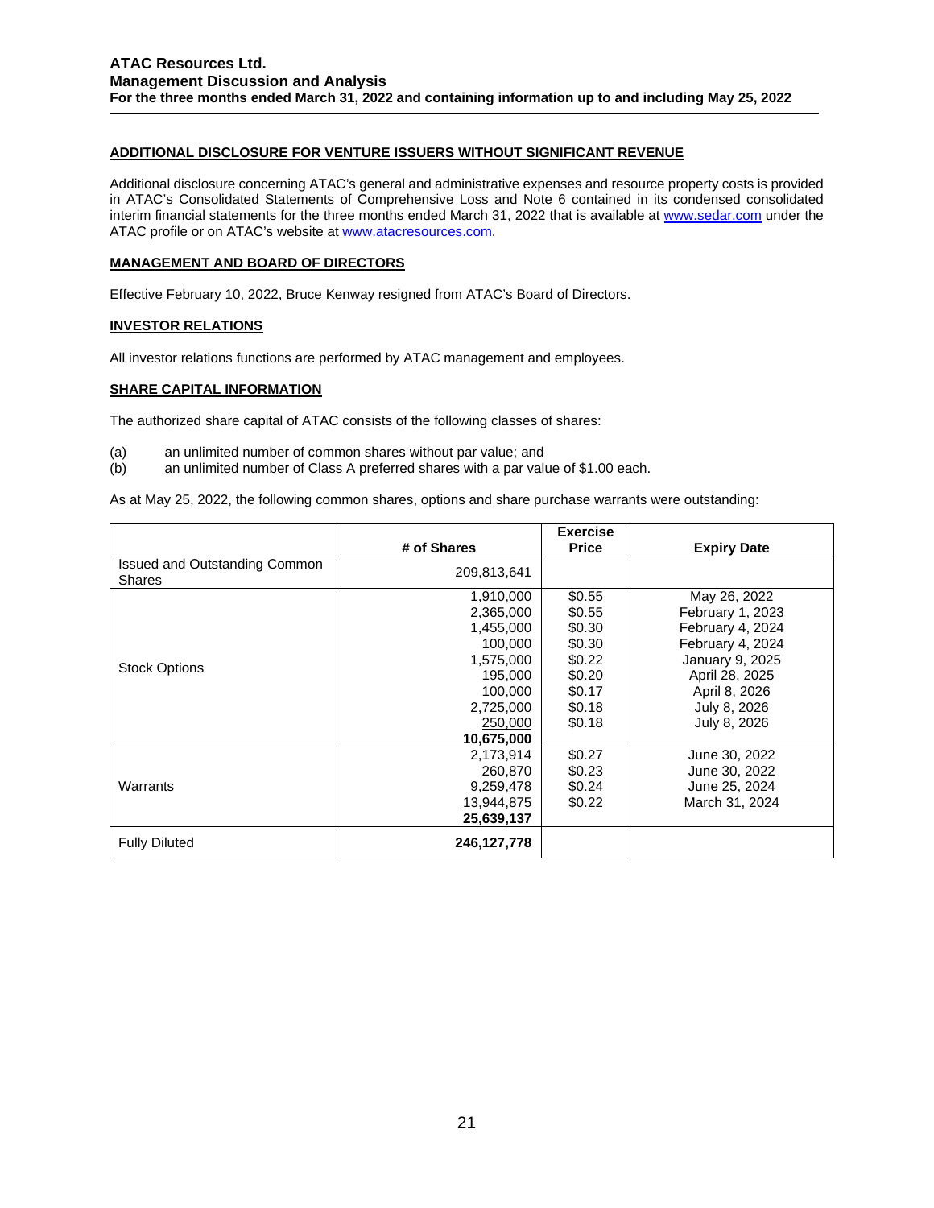## ADDITIONAL DISCLOSURE FOR VENTURE ISSUERS WITHOUT SIGNIFICANT REVENUE

Additional disclosure concerning ATAC's general and administrative expenses and resource property costs is provided in ATAC's Consolidated Statements of Comprehensive Loss and Note 6 contained in its condensed consolidated interim financial statements for the three months ended March 31, 2022 that is available at www.sedar.com under the ATAC profile or on ATAC's website at www.atacresources.com.

## MANAGEMENT AND BOARD OF DIRECTORS

Effective February 10, 2022, Bruce Kenway resigned from ATAC's Board of Directors.

## INVESTOR RELATIONS

All investor relations functions are performed by ATAC management and employees.

## SHARE CAPITAL INFORMATION

The authorized share capital of ATAC consists of the following classes of shares:

(a) an unlimited number of common shares without par value; and
(b) an unlimited number of Class A preferred shares with a par value of $1.00 each.

As at May 25, 2022, the following common shares, options and share purchase warrants were outstanding:

| | # of Shares | Exercise Price | Expiry Date |
|---|---|---|---|
| Issued and Outstanding Common Shares | 209,813,641 | | |
| Stock Options | 1,910,000 | $0.55 | May 26, 2022 |
| | 2,365,000 | $0.55 | February 1, 2023 |
| | 1,455,000 | $0.30 | February 4, 2024 |
| | 100,000 | $0.30 | February 4, 2024 |
| | 1,575,000 | $0.22 | January 9, 2025 |
| | 195,000 | $0.20 | April 28, 2025 |
| | 100,000 | $0.17 | April 8, 2026 |
| | 2,725,000 | $0.18 | July 8, 2026 |
| | 250,000 | $0.18 | July 8, 2026 |
| | **10,675,000** | | |
| Warrants | 2,173,914 | $0.27 | June 30, 2022 |
| | 260,870 | $0.23 | June 30, 2022 |
| | 9,259,478 | $0.24 | June 25, 2024 |
| | 13,944,875 | $0.22 | March 31, 2024 |
| | **25,639,137** | | |
| Fully Diluted | **246,127,778** | | |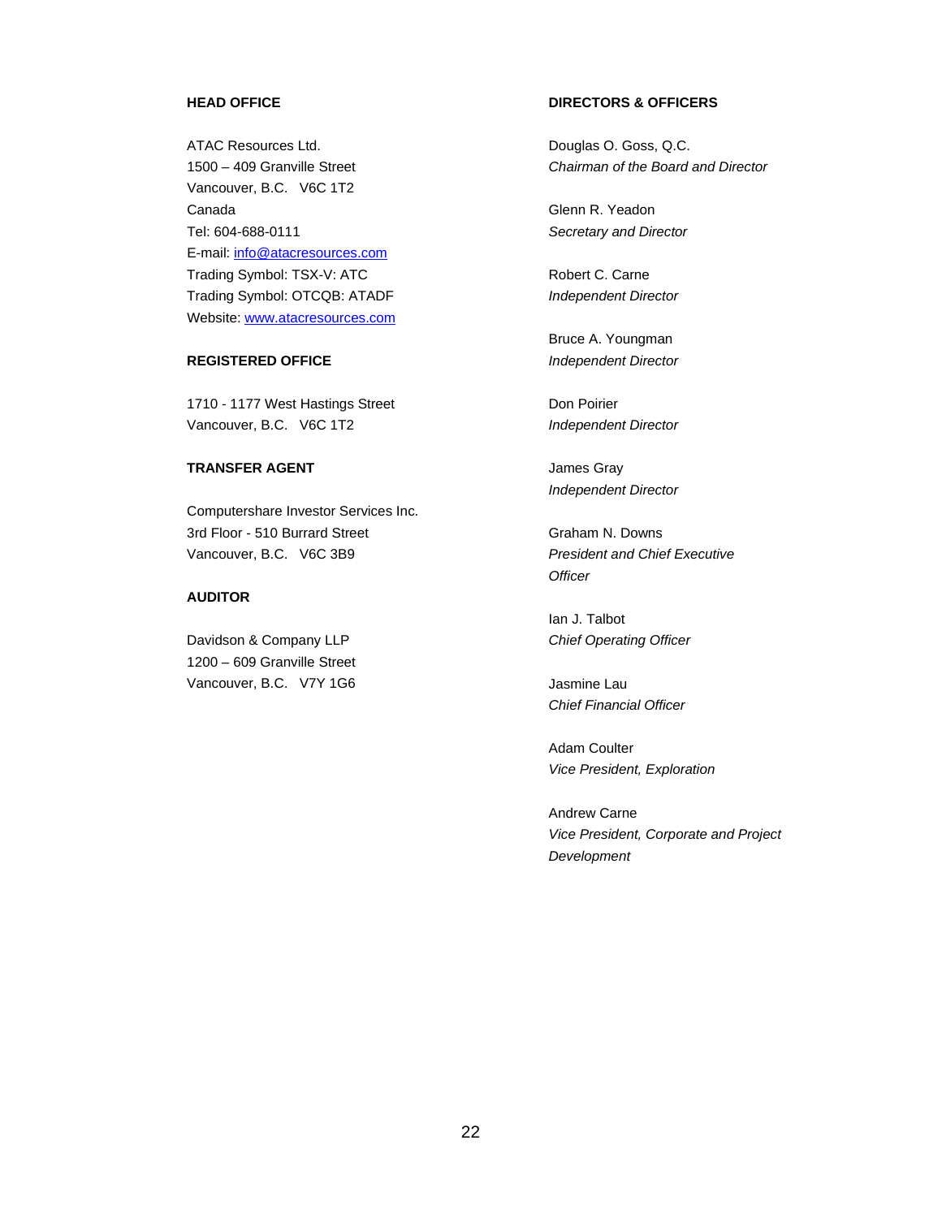**HEAD OFFICE**

ATAC Resources Ltd.
1500 – 409 Granville Street
Vancouver, B.C. V6C 1T2
Canada
Tel: 604-688-0111
E-mail: info@atacresources.com
Trading Symbol: TSX-V: ATC
Trading Symbol: OTCQB: ATADF
Website: www.atacresources.com

**REGISTERED OFFICE**

1710 - 1177 West Hastings Street
Vancouver, B.C. V6C 1T2

**TRANSFER AGENT**

Computershare Investor Services Inc.
3rd Floor - 510 Burrard Street
Vancouver, B.C. V6C 3B9

**AUDITOR**

Davidson & Company LLP
1200 – 609 Granville Street
Vancouver, B.C. V7Y 1G6

**DIRECTORS & OFFICERS**

Douglas O. Goss, Q.C.
*Chairman of the Board and Director*

Glenn R. Yeadon
*Secretary and Director*

Robert C. Carne
*Independent Director*

Bruce A. Youngman
*Independent Director*

Don Poirier
*Independent Director*

James Gray
*Independent Director*

Graham N. Downs
*President and Chief Executive Officer*

Ian J. Talbot
*Chief Operating Officer*

Jasmine Lau
*Chief Financial Officer*

Adam Coulter
*Vice President, Exploration*

Andrew Carne
*Vice President, Corporate and Project Development*